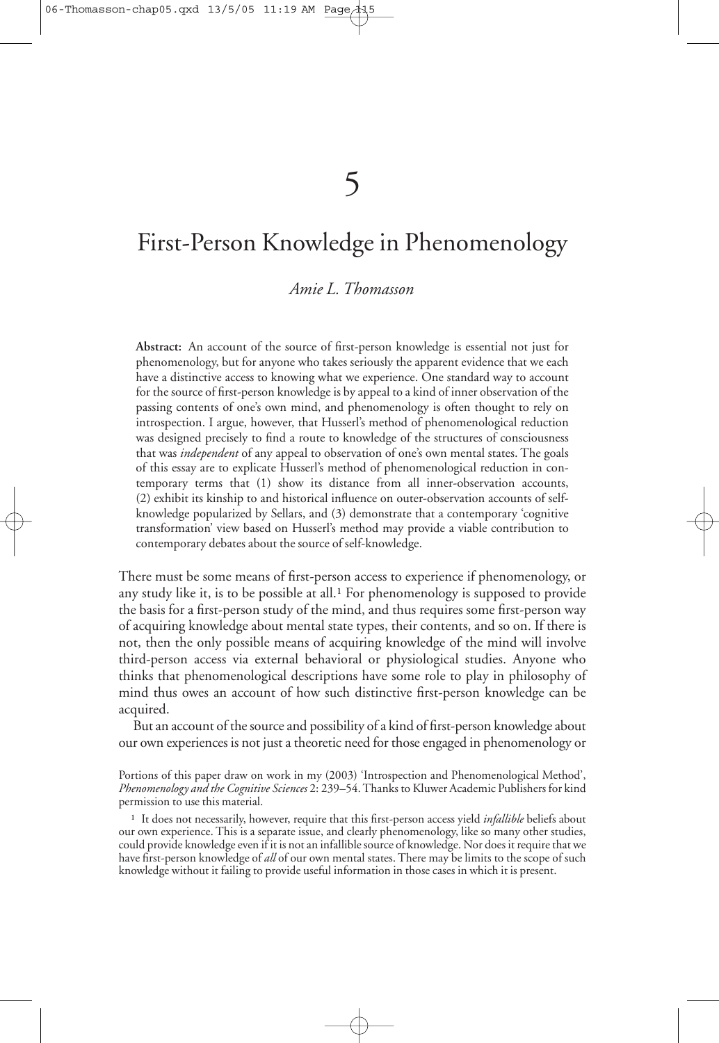# 5

# First-Person Knowledge in Phenomenology

*Amie L. Thomasson*

**Abstract:** An account of the source of first-person knowledge is essential not just for phenomenology, but for anyone who takes seriously the apparent evidence that we each have a distinctive access to knowing what we experience. One standard way to account for the source of first-person knowledge is by appeal to a kind of inner observation of the passing contents of one's own mind, and phenomenology is often thought to rely on introspection. I argue, however, that Husserl's method of phenomenological reduction was designed precisely to find a route to knowledge of the structures of consciousness that was *independent* of any appeal to observation of one's own mental states. The goals of this essay are to explicate Husserl's method of phenomenological reduction in contemporary terms that (1) show its distance from all inner-observation accounts, (2) exhibit its kinship to and historical influence on outer-observation accounts of self-knowledge popularized by Sellars, and (3) demonstrate that a contemporary 'cognitive transformation' view based on Husserl's method may provide a viable contribution to contemporary debates about the source of self-knowledge.

There must be some means of first-person access to experience if phenomenology, or any study like it, is to be possible at all.[1] For phenomenology is supposed to provide the basis for a first-person study of the mind, and thus requires some first-person way of acquiring knowledge about mental state types, their contents, and so on. If there is not, then the only possible means of acquiring knowledge of the mind will involve third-person access via external behavioral or physiological studies. Anyone who thinks that phenomenological descriptions have some role to play in philosophy of mind thus owes an account of how such distinctive first-person knowledge can be acquired.

But an account of the source and possibility of a kind of first-person knowledge about our own experiences is not just a theoretic need for those engaged in phenomenology or

Portions of this paper draw on work in my (2003) 'Introspection and Phenomenological Method', *Phenomenology and the Cognitive Sciences* 2: 239–54. Thanks to Kluwer Academic Publishers for kind permission to use this material.

[1] It does not necessarily, however, require that this first-person access yield *infallible* beliefs about our own experience. This is a separate issue, and clearly phenomenology, like so many other studies, could provide knowledge even if it is not an infallible source of knowledge. Nor does it require that we have first-person knowledge of *all* of our own mental states. There may be limits to the scope of such knowledge without it failing to provide useful information in those cases in which it is present.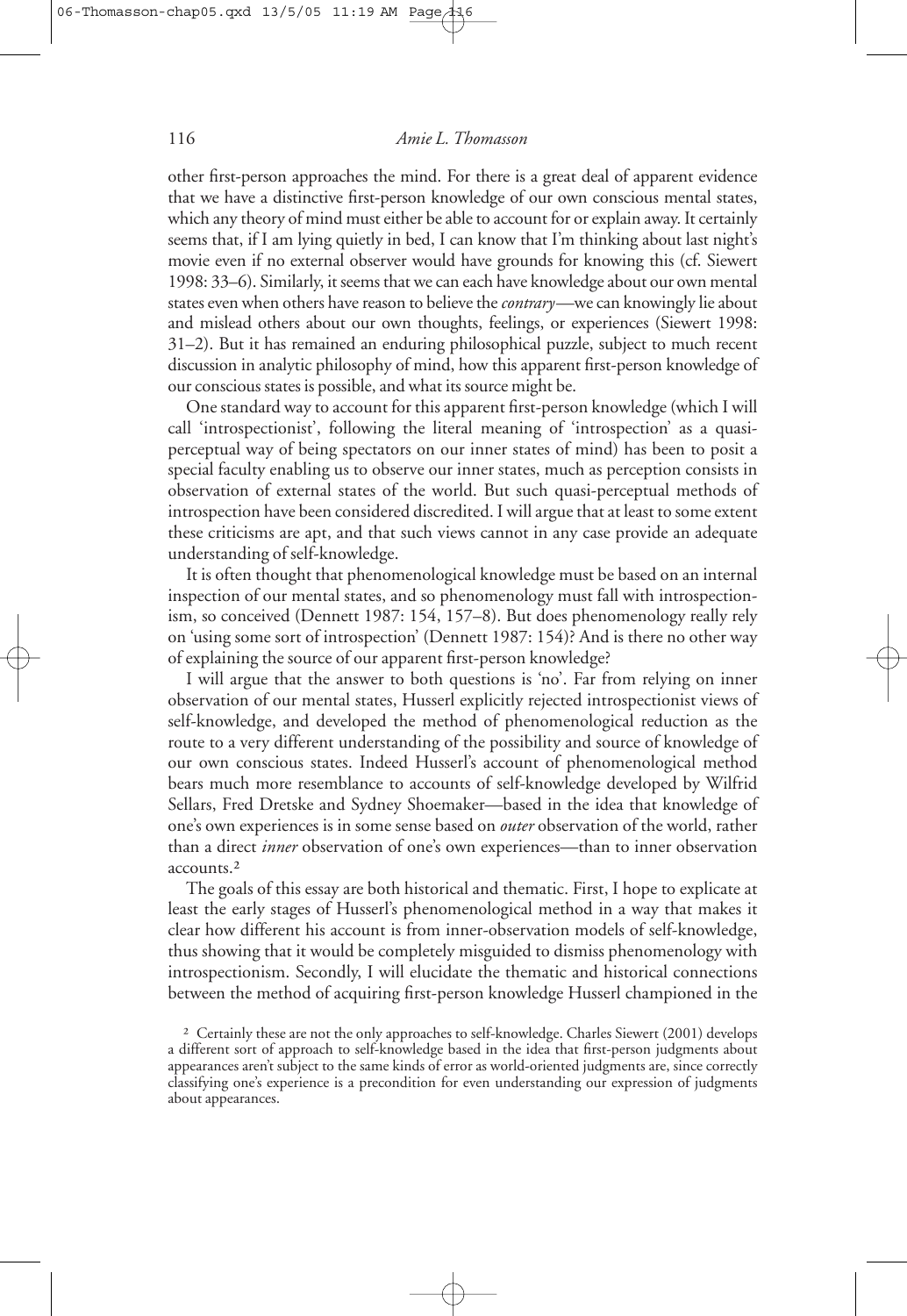other first-person approaches the mind. For there is a great deal of apparent evidence that we have a distinctive first-person knowledge of our own conscious mental states, which any theory of mind must either be able to account for or explain away. It certainly seems that, if I am lying quietly in bed, I can know that I'm thinking about last night's movie even if no external observer would have grounds for knowing this (cf. Siewert 1998: 33–6). Similarly, it seems that we can each have knowledge about our own mental states even when others have reason to believe the *contrary*—we can knowingly lie about and mislead others about our own thoughts, feelings, or experiences (Siewert 1998: 31–2). But it has remained an enduring philosophical puzzle, subject to much recent discussion in analytic philosophy of mind, how this apparent first-person knowledge of our conscious states is possible, and what its source might be.

One standard way to account for this apparent first-person knowledge (which I will call 'introspectionist', following the literal meaning of 'introspection' as a quasi-perceptual way of being spectators on our inner states of mind) has been to posit a special faculty enabling us to observe our inner states, much as perception consists in observation of external states of the world. But such quasi-perceptual methods of introspection have been considered discredited. I will argue that at least to some extent these criticisms are apt, and that such views cannot in any case provide an adequate understanding of self-knowledge.

It is often thought that phenomenological knowledge must be based on an internal inspection of our mental states, and so phenomenology must fall with introspectionism, so conceived (Dennett 1987: 154, 157–8). But does phenomenology really rely on 'using some sort of introspection' (Dennett 1987: 154)? And is there no other way of explaining the source of our apparent first-person knowledge?

I will argue that the answer to both questions is 'no'. Far from relying on inner observation of our mental states, Husserl explicitly rejected introspectionist views of self-knowledge, and developed the method of phenomenological reduction as the route to a very different understanding of the possibility and source of knowledge of our own conscious states. Indeed Husserl's account of phenomenological method bears much more resemblance to accounts of self-knowledge developed by Wilfrid Sellars, Fred Dretske and Sydney Shoemaker—based in the idea that knowledge of one's own experiences is in some sense based on *outer* observation of the world, rather than a direct *inner* observation of one's own experiences—than to inner observation accounts.[2]

The goals of this essay are both historical and thematic. First, I hope to explicate at least the early stages of Husserl's phenomenological method in a way that makes it clear how different his account is from inner-observation models of self-knowledge, thus showing that it would be completely misguided to dismiss phenomenology with introspectionism. Secondly, I will elucidate the thematic and historical connections between the method of acquiring first-person knowledge Husserl championed in the

[2] Certainly these are not the only approaches to self-knowledge. Charles Siewert (2001) develops a different sort of approach to self-knowledge based in the idea that first-person judgments about appearances aren't subject to the same kinds of error as world-oriented judgments are, since correctly classifying one's experience is a precondition for even understanding our expression of judgments about appearances.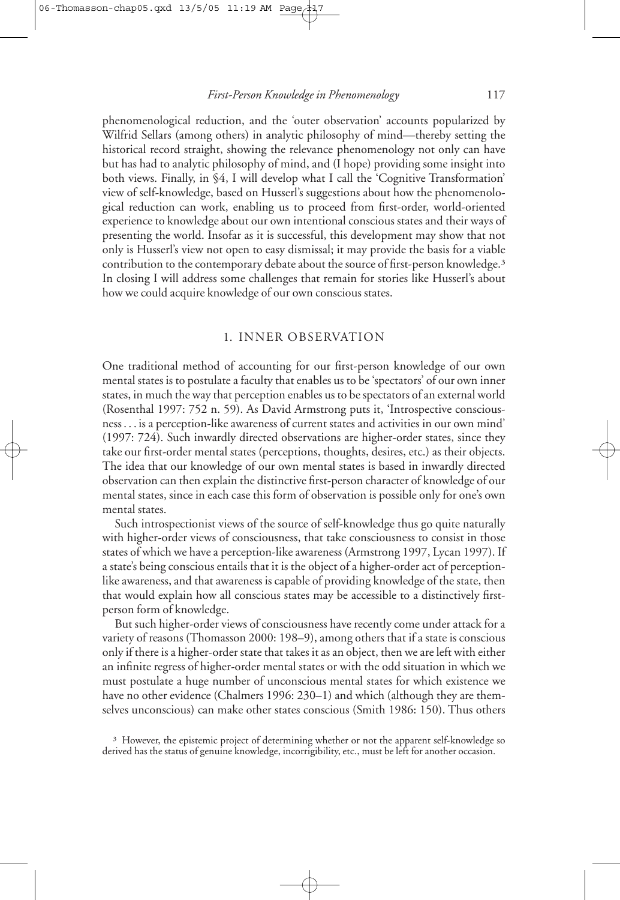phenomenological reduction, and the 'outer observation' accounts popularized by Wilfrid Sellars (among others) in analytic philosophy of mind—thereby setting the historical record straight, showing the relevance phenomenology not only can have but has had to analytic philosophy of mind, and (I hope) providing some insight into both views. Finally, in §4, I will develop what I call the 'Cognitive Transformation' view of self-knowledge, based on Husserl's suggestions about how the phenomenological reduction can work, enabling us to proceed from first-order, world-oriented experience to knowledge about our own intentional conscious states and their ways of presenting the world. Insofar as it is successful, this development may show that not only is Husserl's view not open to easy dismissal; it may provide the basis for a viable contribution to the contemporary debate about the source of first-person knowledge.[3] In closing I will address some challenges that remain for stories like Husserl's about how we could acquire knowledge of our own conscious states.

## 1. INNER OBSERVATION

One traditional method of accounting for our first-person knowledge of our own mental states is to postulate a faculty that enables us to be 'spectators' of our own inner states, in much the way that perception enables us to be spectators of an external world (Rosenthal 1997: 752 n. 59). As David Armstrong puts it, 'Introspective consciousness . . . is a perception-like awareness of current states and activities in our own mind' (1997: 724). Such inwardly directed observations are higher-order states, since they take our first-order mental states (perceptions, thoughts, desires, etc.) as their objects. The idea that our knowledge of our own mental states is based in inwardly directed observation can then explain the distinctive first-person character of knowledge of our mental states, since in each case this form of observation is possible only for one's own mental states.

Such introspectionist views of the source of self-knowledge thus go quite naturally with higher-order views of consciousness, that take consciousness to consist in those states of which we have a perception-like awareness (Armstrong 1997, Lycan 1997). If a state's being conscious entails that it is the object of a higher-order act of perception-like awareness, and that awareness is capable of providing knowledge of the state, then that would explain how all conscious states may be accessible to a distinctively first-person form of knowledge.

But such higher-order views of consciousness have recently come under attack for a variety of reasons (Thomasson 2000: 198–9), among others that if a state is conscious only if there is a higher-order state that takes it as an object, then we are left with either an infinite regress of higher-order mental states or with the odd situation in which we must postulate a huge number of unconscious mental states for which existence we have no other evidence (Chalmers 1996: 230–1) and which (although they are themselves unconscious) can make other states conscious (Smith 1986: 150). Thus others

[3] However, the epistemic project of determining whether or not the apparent self-knowledge so derived has the status of genuine knowledge, incorrigibility, etc., must be left for another occasion.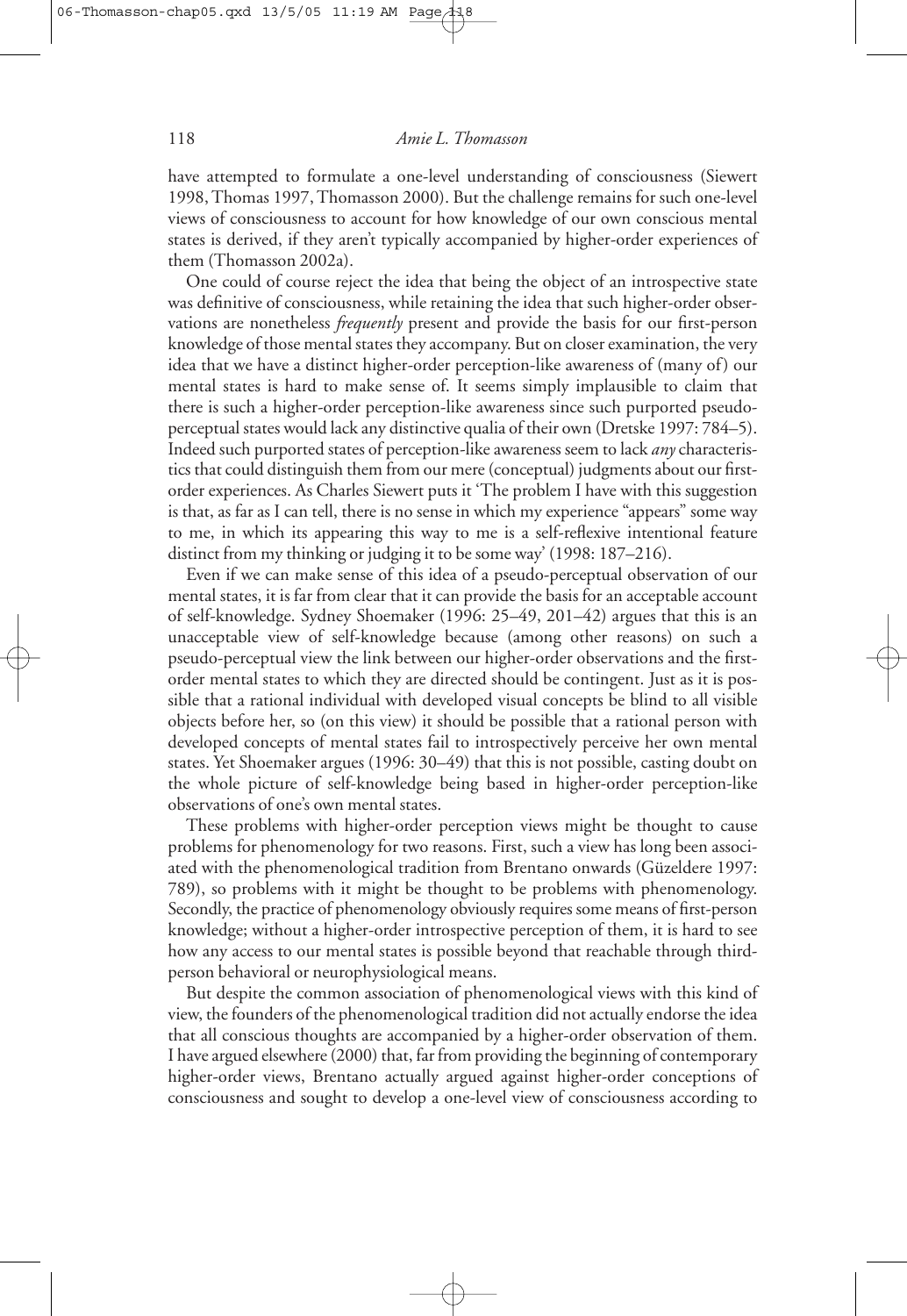have attempted to formulate a one-level understanding of consciousness (Siewert 1998, Thomas 1997, Thomasson 2000). But the challenge remains for such one-level views of consciousness to account for how knowledge of our own conscious mental states is derived, if they aren't typically accompanied by higher-order experiences of them (Thomasson 2002a).

One could of course reject the idea that being the object of an introspective state was definitive of consciousness, while retaining the idea that such higher-order observations are nonetheless *frequently* present and provide the basis for our first-person knowledge of those mental states they accompany. But on closer examination, the very idea that we have a distinct higher-order perception-like awareness of (many of) our mental states is hard to make sense of. It seems simply implausible to claim that there is such a higher-order perception-like awareness since such purported pseudo-perceptual states would lack any distinctive qualia of their own (Dretske 1997: 784–5). Indeed such purported states of perception-like awareness seem to lack *any* characteristics that could distinguish them from our mere (conceptual) judgments about our first-order experiences. As Charles Siewert puts it 'The problem I have with this suggestion is that, as far as I can tell, there is no sense in which my experience "appears" some way to me, in which its appearing this way to me is a self-reflexive intentional feature distinct from my thinking or judging it to be some way' (1998: 187–216).

Even if we can make sense of this idea of a pseudo-perceptual observation of our mental states, it is far from clear that it can provide the basis for an acceptable account of self-knowledge. Sydney Shoemaker (1996: 25–49, 201–42) argues that this is an unacceptable view of self-knowledge because (among other reasons) on such a pseudo-perceptual view the link between our higher-order observations and the first-order mental states to which they are directed should be contingent. Just as it is possible that a rational individual with developed visual concepts be blind to all visible objects before her, so (on this view) it should be possible that a rational person with developed concepts of mental states fail to introspectively perceive her own mental states. Yet Shoemaker argues (1996: 30–49) that this is not possible, casting doubt on the whole picture of self-knowledge being based in higher-order perception-like observations of one's own mental states.

These problems with higher-order perception views might be thought to cause problems for phenomenology for two reasons. First, such a view has long been associated with the phenomenological tradition from Brentano onwards (Güzeldere 1997: 789), so problems with it might be thought to be problems with phenomenology. Secondly, the practice of phenomenology obviously requires some means of first-person knowledge; without a higher-order introspective perception of them, it is hard to see how any access to our mental states is possible beyond that reachable through third-person behavioral or neurophysiological means.

But despite the common association of phenomenological views with this kind of view, the founders of the phenomenological tradition did not actually endorse the idea that all conscious thoughts are accompanied by a higher-order observation of them. I have argued elsewhere (2000) that, far from providing the beginning of contemporary higher-order views, Brentano actually argued against higher-order conceptions of consciousness and sought to develop a one-level view of consciousness according to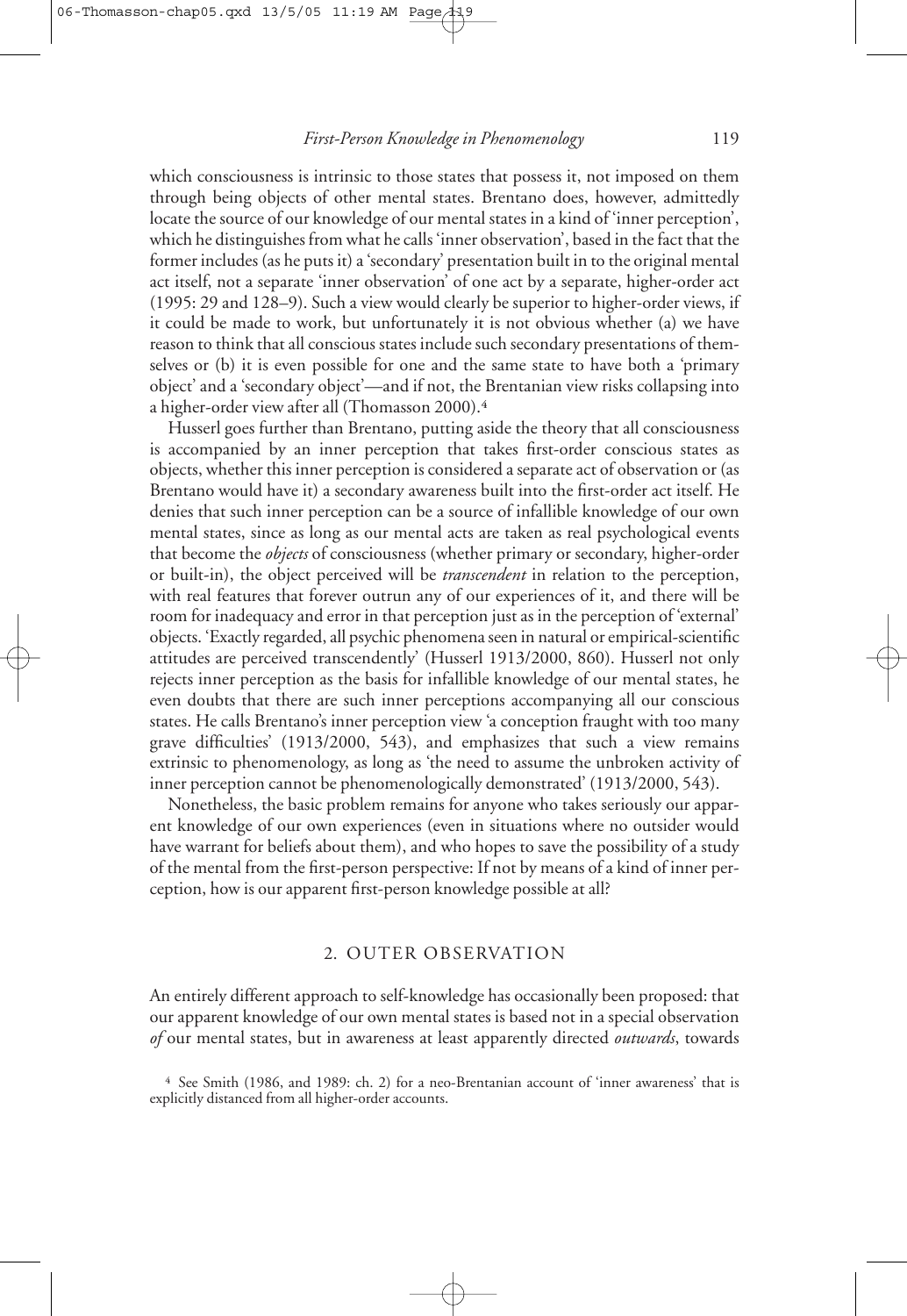which consciousness is intrinsic to those states that possess it, not imposed on them through being objects of other mental states. Brentano does, however, admittedly locate the source of our knowledge of our mental states in a kind of 'inner perception', which he distinguishes from what he calls 'inner observation', based in the fact that the former includes (as he puts it) a 'secondary' presentation built in to the original mental act itself, not a separate 'inner observation' of one act by a separate, higher-order act (1995: 29 and 128–9). Such a view would clearly be superior to higher-order views, if it could be made to work, but unfortunately it is not obvious whether (a) we have reason to think that all conscious states include such secondary presentations of themselves or (b) it is even possible for one and the same state to have both a 'primary object' and a 'secondary object'—and if not, the Brentanian view risks collapsing into a higher-order view after all (Thomasson 2000).[4]

Husserl goes further than Brentano, putting aside the theory that all consciousness is accompanied by an inner perception that takes first-order conscious states as objects, whether this inner perception is considered a separate act of observation or (as Brentano would have it) a secondary awareness built into the first-order act itself. He denies that such inner perception can be a source of infallible knowledge of our own mental states, since as long as our mental acts are taken as real psychological events that become the *objects* of consciousness (whether primary or secondary, higher-order or built-in), the object perceived will be *transcendent* in relation to the perception, with real features that forever outrun any of our experiences of it, and there will be room for inadequacy and error in that perception just as in the perception of 'external' objects. 'Exactly regarded, all psychic phenomena seen in natural or empirical-scientific attitudes are perceived transcendently' (Husserl 1913/2000, 860). Husserl not only rejects inner perception as the basis for infallible knowledge of our mental states, he even doubts that there are such inner perceptions accompanying all our conscious states. He calls Brentano's inner perception view 'a conception fraught with too many grave difficulties' (1913/2000, 543), and emphasizes that such a view remains extrinsic to phenomenology, as long as 'the need to assume the unbroken activity of inner perception cannot be phenomenologically demonstrated' (1913/2000, 543).

Nonetheless, the basic problem remains for anyone who takes seriously our apparent knowledge of our own experiences (even in situations where no outsider would have warrant for beliefs about them), and who hopes to save the possibility of a study of the mental from the first-person perspective: If not by means of a kind of inner perception, how is our apparent first-person knowledge possible at all?

## 2. OUTER OBSERVATION

An entirely different approach to self-knowledge has occasionally been proposed: that our apparent knowledge of our own mental states is based not in a special observation *of* our mental states, but in awareness at least apparently directed *outwards*, towards

[4] See Smith (1986, and 1989: ch. 2) for a neo-Brentanian account of 'inner awareness' that is explicitly distanced from all higher-order accounts.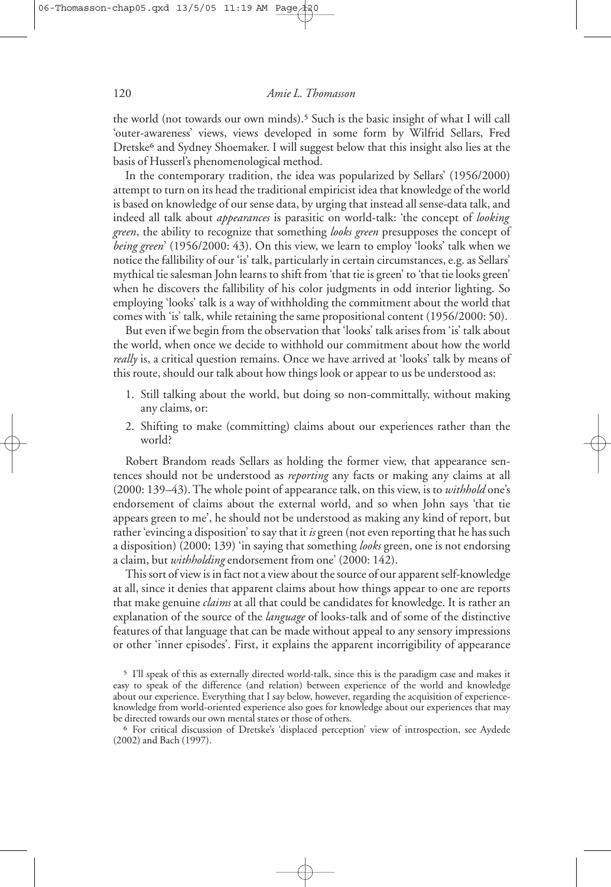the world (not towards our own minds).[5] Such is the basic insight of what I will call 'outer-awareness' views, views developed in some form by Wilfrid Sellars, Fred Dretske[6] and Sydney Shoemaker. I will suggest below that this insight also lies at the basis of Husserl's phenomenological method.

In the contemporary tradition, the idea was popularized by Sellars' (1956/2000) attempt to turn on its head the traditional empiricist idea that knowledge of the world is based on knowledge of our sense data, by urging that instead all sense-data talk, and indeed all talk about *appearances* is parasitic on world-talk: 'the concept of *looking green*, the ability to recognize that something *looks green* presupposes the concept of *being green*' (1956/2000: 43). On this view, we learn to employ 'looks' talk when we notice the fallibility of our 'is' talk, particularly in certain circumstances, e.g. as Sellars' mythical tie salesman John learns to shift from 'that tie is green' to 'that tie looks green' when he discovers the fallibility of his color judgments in odd interior lighting. So employing 'looks' talk is a way of withholding the commitment about the world that comes with 'is' talk, while retaining the same propositional content (1956/2000: 50).

But even if we begin from the observation that 'looks' talk arises from 'is' talk about the world, when once we decide to withhold our commitment about how the world *really* is, a critical question remains. Once we have arrived at 'looks' talk by means of this route, should our talk about how things look or appear to us be understood as:

1. Still talking about the world, but doing so non-committally, without making any claims, or:
2. Shifting to make (committing) claims about our experiences rather than the world?

Robert Brandom reads Sellars as holding the former view, that appearance sentences should not be understood as *reporting* any facts or making any claims at all (2000: 139–43). The whole point of appearance talk, on this view, is to *withhold* one's endorsement of claims about the external world, and so when John says 'that tie appears green to me', he should not be understood as making any kind of report, but rather 'evincing a disposition' to say that it *is* green (not even reporting that he has such a disposition) (2000: 139) 'in saying that something *looks* green, one is not endorsing a claim, but *withholding* endorsement from one' (2000: 142).

This sort of view is in fact not a view about the source of our apparent self-knowledge at all, since it denies that apparent claims about how things appear to one are reports that make genuine *claims* at all that could be candidates for knowledge. It is rather an explanation of the source of the *language* of looks-talk and of some of the distinctive features of that language that can be made without appeal to any sensory impressions or other 'inner episodes'. First, it explains the apparent incorrigibility of appearance

[5] I'll speak of this as externally directed world-talk, since this is the paradigm case and makes it easy to speak of the difference (and relation) between experience of the world and knowledge about our experience. Everything that I say below, however, regarding the acquisition of experience-knowledge from world-oriented experience also goes for knowledge about our experiences that may be directed towards our own mental states or those of others.

[6] For critical discussion of Dretske's 'displaced perception' view of introspection, see Aydede (2002) and Bach (1997).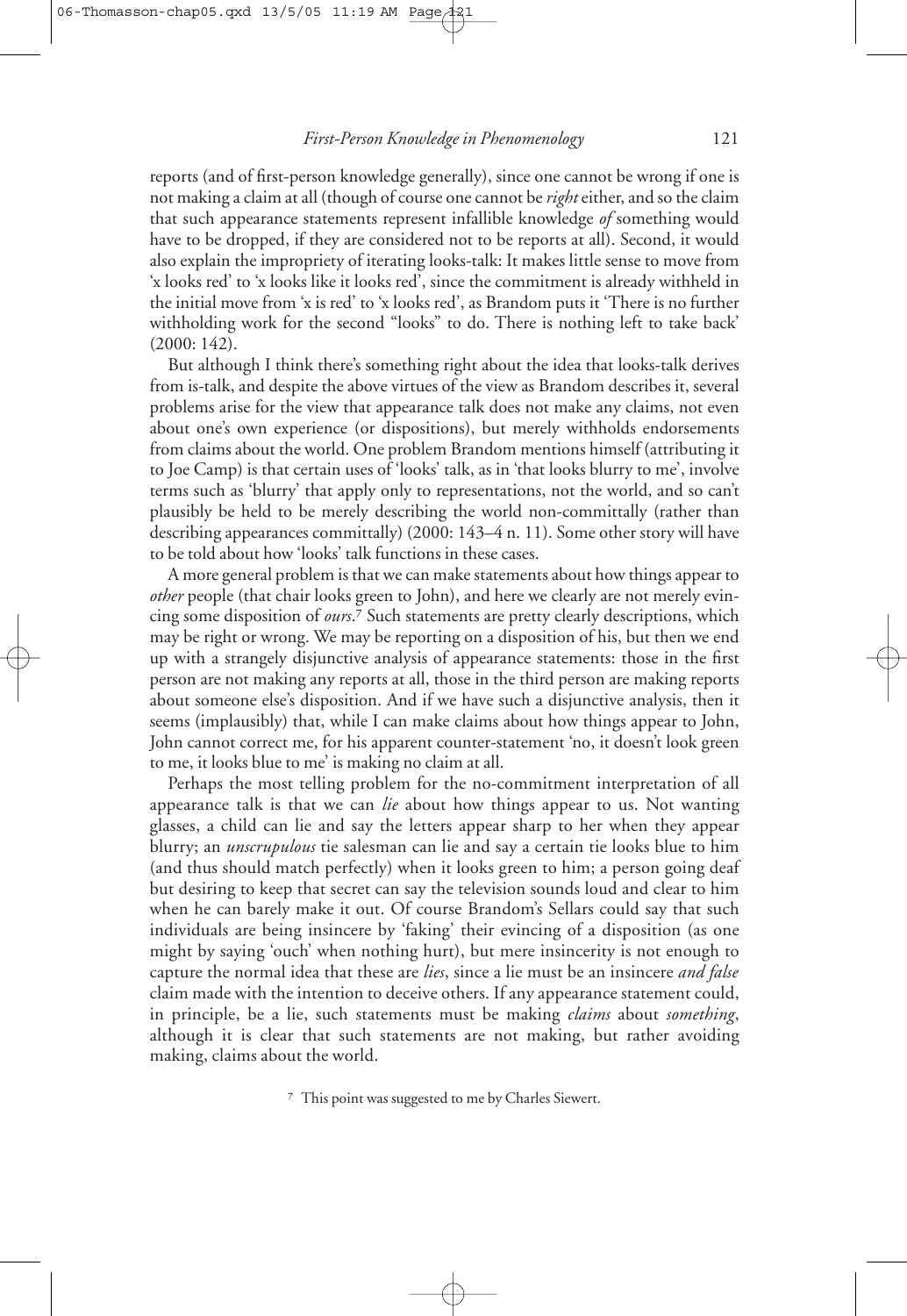reports (and of first-person knowledge generally), since one cannot be wrong if one is not making a claim at all (though of course one cannot be *right* either, and so the claim that such appearance statements represent infallible knowledge *of* something would have to be dropped, if they are considered not to be reports at all). Second, it would also explain the impropriety of iterating looks-talk: It makes little sense to move from 'x looks red' to 'x looks like it looks red', since the commitment is already withheld in the initial move from 'x is red' to 'x looks red', as Brandom puts it 'There is no further withholding work for the second "looks" to do. There is nothing left to take back' (2000: 142).

But although I think there's something right about the idea that looks-talk derives from is-talk, and despite the above virtues of the view as Brandom describes it, several problems arise for the view that appearance talk does not make any claims, not even about one's own experience (or dispositions), but merely withholds endorsements from claims about the world. One problem Brandom mentions himself (attributing it to Joe Camp) is that certain uses of 'looks' talk, as in 'that looks blurry to me', involve terms such as 'blurry' that apply only to representations, not the world, and so can't plausibly be held to be merely describing the world non-committally (rather than describing appearances committally) (2000: 143–4 n. 11). Some other story will have to be told about how 'looks' talk functions in these cases.

A more general problem is that we can make statements about how things appear to *other* people (that chair looks green to John), and here we clearly are not merely evincing some disposition of *ours*.[7] Such statements are pretty clearly descriptions, which may be right or wrong. We may be reporting on a disposition of his, but then we end up with a strangely disjunctive analysis of appearance statements: those in the first person are not making any reports at all, those in the third person are making reports about someone else's disposition. And if we have such a disjunctive analysis, then it seems (implausibly) that, while I can make claims about how things appear to John, John cannot correct me, for his apparent counter-statement 'no, it doesn't look green to me, it looks blue to me' is making no claim at all.

Perhaps the most telling problem for the no-commitment interpretation of all appearance talk is that we can *lie* about how things appear to us. Not wanting glasses, a child can lie and say the letters appear sharp to her when they appear blurry; an *unscrupulous* tie salesman can lie and say a certain tie looks blue to him (and thus should match perfectly) when it looks green to him; a person going deaf but desiring to keep that secret can say the television sounds loud and clear to him when he can barely make it out. Of course Brandom's Sellars could say that such individuals are being insincere by 'faking' their evincing of a disposition (as one might by saying 'ouch' when nothing hurt), but mere insincerity is not enough to capture the normal idea that these are *lies*, since a lie must be an insincere *and false* claim made with the intention to deceive others. If any appearance statement could, in principle, be a lie, such statements must be making *claims* about *something*, although it is clear that such statements are not making, but rather avoiding making, claims about the world.

[7] This point was suggested to me by Charles Siewert.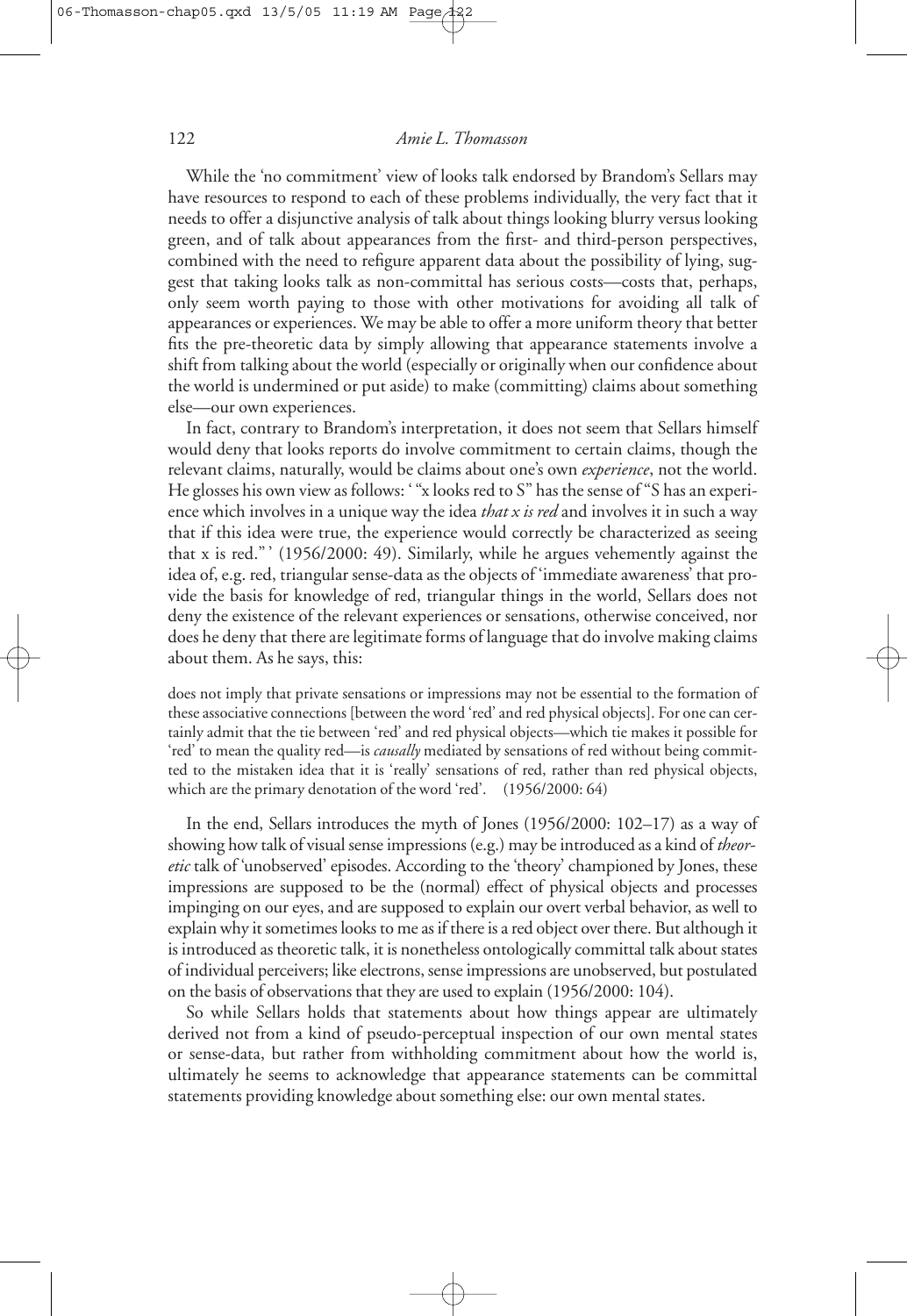While the 'no commitment' view of looks talk endorsed by Brandom's Sellars may have resources to respond to each of these problems individually, the very fact that it needs to offer a disjunctive analysis of talk about things looking blurry versus looking green, and of talk about appearances from the first- and third-person perspectives, combined with the need to refigure apparent data about the possibility of lying, suggest that taking looks talk as non-committal has serious costs—costs that, perhaps, only seem worth paying to those with other motivations for avoiding all talk of appearances or experiences. We may be able to offer a more uniform theory that better fits the pre-theoretic data by simply allowing that appearance statements involve a shift from talking about the world (especially or originally when our confidence about the world is undermined or put aside) to make (committing) claims about something else—our own experiences.

In fact, contrary to Brandom's interpretation, it does not seem that Sellars himself would deny that looks reports do involve commitment to certain claims, though the relevant claims, naturally, would be claims about one's own *experience*, not the world. He glosses his own view as follows: ' "x looks red to S" has the sense of "S has an experience which involves in a unique way the idea *that x is red* and involves it in such a way that if this idea were true, the experience would correctly be characterized as seeing that x is red." ' (1956/2000: 49). Similarly, while he argues vehemently against the idea of, e.g. red, triangular sense-data as the objects of 'immediate awareness' that provide the basis for knowledge of red, triangular things in the world, Sellars does not deny the existence of the relevant experiences or sensations, otherwise conceived, nor does he deny that there are legitimate forms of language that do involve making claims about them. As he says, this:

> does not imply that private sensations or impressions may not be essential to the formation of these associative connections [between the word 'red' and red physical objects]. For one can certainly admit that the tie between 'red' and red physical objects—which tie makes it possible for 'red' to mean the quality red—is *causally* mediated by sensations of red without being committed to the mistaken idea that it is 'really' sensations of red, rather than red physical objects, which are the primary denotation of the word 'red'. (1956/2000: 64)

In the end, Sellars introduces the myth of Jones (1956/2000: 102–17) as a way of showing how talk of visual sense impressions (e.g.) may be introduced as a kind of *theoretic* talk of 'unobserved' episodes. According to the 'theory' championed by Jones, these impressions are supposed to be the (normal) effect of physical objects and processes impinging on our eyes, and are supposed to explain our overt verbal behavior, as well to explain why it sometimes looks to me as if there is a red object over there. But although it is introduced as theoretic talk, it is nonetheless ontologically committal talk about states of individual perceivers; like electrons, sense impressions are unobserved, but postulated on the basis of observations that they are used to explain (1956/2000: 104).

So while Sellars holds that statements about how things appear are ultimately derived not from a kind of pseudo-perceptual inspection of our own mental states or sense-data, but rather from withholding commitment about how the world is, ultimately he seems to acknowledge that appearance statements can be committal statements providing knowledge about something else: our own mental states.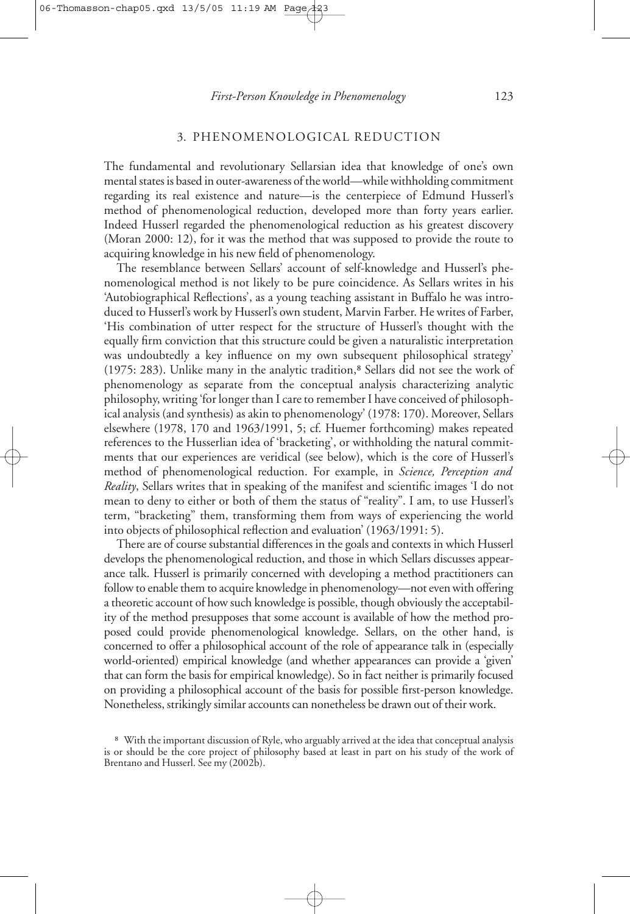## 3. PHENOMENOLOGICAL REDUCTION

The fundamental and revolutionary Sellarsian idea that knowledge of one's own mental states is based in outer-awareness of the world—while withholding commitment regarding its real existence and nature—is the centerpiece of Edmund Husserl's method of phenomenological reduction, developed more than forty years earlier. Indeed Husserl regarded the phenomenological reduction as his greatest discovery (Moran 2000: 12), for it was the method that was supposed to provide the route to acquiring knowledge in his new field of phenomenology.

The resemblance between Sellars' account of self-knowledge and Husserl's phenomenological method is not likely to be pure coincidence. As Sellars writes in his 'Autobiographical Reflections', as a young teaching assistant in Buffalo he was introduced to Husserl's work by Husserl's own student, Marvin Farber. He writes of Farber, 'His combination of utter respect for the structure of Husserl's thought with the equally firm conviction that this structure could be given a naturalistic interpretation was undoubtedly a key influence on my own subsequent philosophical strategy' (1975: 283). Unlike many in the analytic tradition,[8] Sellars did not see the work of phenomenology as separate from the conceptual analysis characterizing analytic philosophy, writing 'for longer than I care to remember I have conceived of philosophical analysis (and synthesis) as akin to phenomenology' (1978: 170). Moreover, Sellars elsewhere (1978, 170 and 1963/1991, 5; cf. Huemer forthcoming) makes repeated references to the Husserlian idea of 'bracketing', or withholding the natural commitments that our experiences are veridical (see below), which is the core of Husserl's method of phenomenological reduction. For example, in *Science, Perception and Reality*, Sellars writes that in speaking of the manifest and scientific images 'I do not mean to deny to either or both of them the status of "reality". I am, to use Husserl's term, "bracketing" them, transforming them from ways of experiencing the world into objects of philosophical reflection and evaluation' (1963/1991: 5).

There are of course substantial differences in the goals and contexts in which Husserl develops the phenomenological reduction, and those in which Sellars discusses appearance talk. Husserl is primarily concerned with developing a method practitioners can follow to enable them to acquire knowledge in phenomenology—not even with offering a theoretic account of how such knowledge is possible, though obviously the acceptability of the method presupposes that some account is available of how the method proposed could provide phenomenological knowledge. Sellars, on the other hand, is concerned to offer a philosophical account of the role of appearance talk in (especially world-oriented) empirical knowledge (and whether appearances can provide a 'given' that can form the basis for empirical knowledge). So in fact neither is primarily focused on providing a philosophical account of the basis for possible first-person knowledge. Nonetheless, strikingly similar accounts can nonetheless be drawn out of their work.

[8] With the important discussion of Ryle, who arguably arrived at the idea that conceptual analysis is or should be the core project of philosophy based at least in part on his study of the work of Brentano and Husserl. See my (2002b).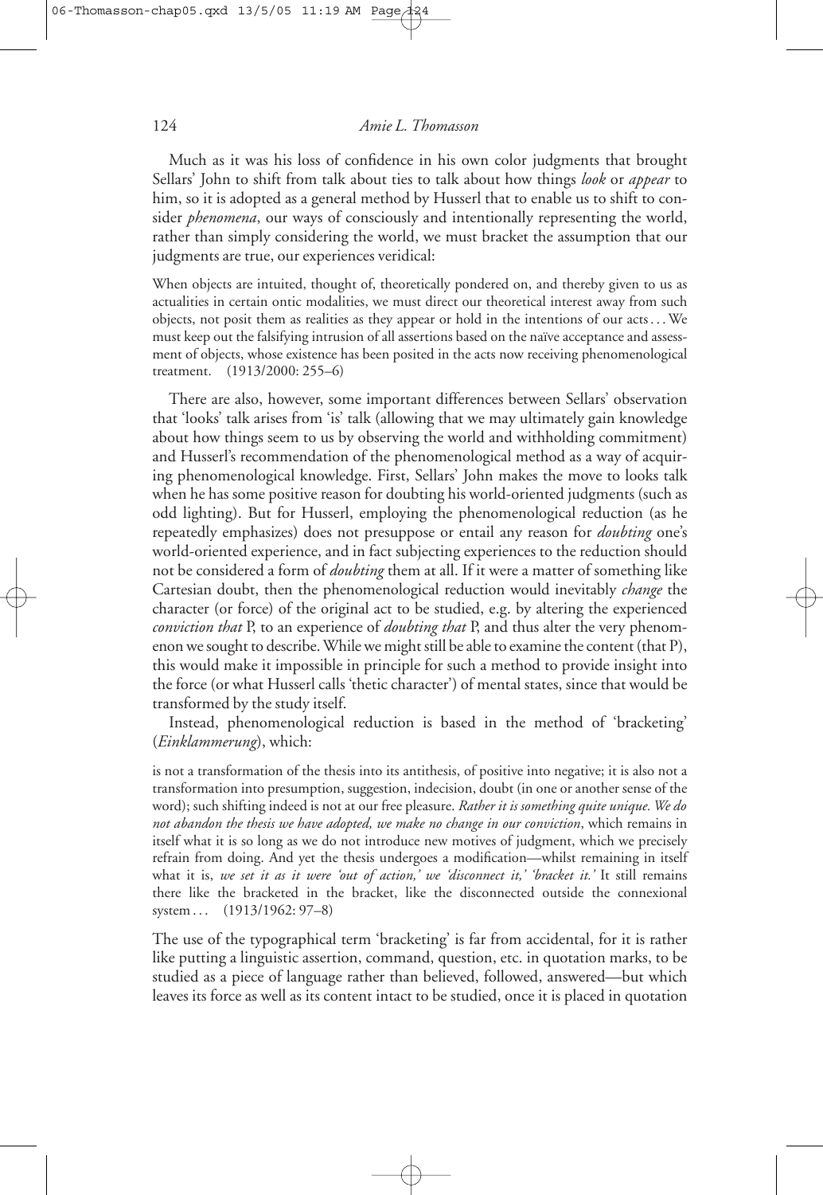Much as it was his loss of confidence in his own color judgments that brought Sellars' John to shift from talk about ties to talk about how things *look* or *appear* to him, so it is adopted as a general method by Husserl that to enable us to shift to consider *phenomena*, our ways of consciously and intentionally representing the world, rather than simply considering the world, we must bracket the assumption that our judgments are true, our experiences veridical:

> When objects are intuited, thought of, theoretically pondered on, and thereby given to us as actualities in certain ontic modalities, we must direct our theoretical interest away from such objects, not posit them as realities as they appear or hold in the intentions of our acts . . . We must keep out the falsifying intrusion of all assertions based on the naïve acceptance and assessment of objects, whose existence has been posited in the acts now receiving phenomenological treatment. (1913/2000: 255–6)

There are also, however, some important differences between Sellars' observation that 'looks' talk arises from 'is' talk (allowing that we may ultimately gain knowledge about how things seem to us by observing the world and withholding commitment) and Husserl's recommendation of the phenomenological method as a way of acquiring phenomenological knowledge. First, Sellars' John makes the move to looks talk when he has some positive reason for doubting his world-oriented judgments (such as odd lighting). But for Husserl, employing the phenomenological reduction (as he repeatedly emphasizes) does not presuppose or entail any reason for *doubting* one's world-oriented experience, and in fact subjecting experiences to the reduction should not be considered a form of *doubting* them at all. If it were a matter of something like Cartesian doubt, then the phenomenological reduction would inevitably *change* the character (or force) of the original act to be studied, e.g. by altering the experienced *conviction that* P, to an experience of *doubting that* P, and thus alter the very phenomenon we sought to describe. While we might still be able to examine the content (that P), this would make it impossible in principle for such a method to provide insight into the force (or what Husserl calls 'thetic character') of mental states, since that would be transformed by the study itself.

Instead, phenomenological reduction is based in the method of 'bracketing' (*Einklammerung*), which:

> is not a transformation of the thesis into its antithesis, of positive into negative; it is also not a transformation into presumption, suggestion, indecision, doubt (in one or another sense of the word); such shifting indeed is not at our free pleasure. *Rather it is something quite unique. We do not abandon the thesis we have adopted, we make no change in our conviction*, which remains in itself what it is so long as we do not introduce new motives of judgment, which we precisely refrain from doing. And yet the thesis undergoes a modification—whilst remaining in itself what it is, *we set it as it were 'out of action,' we 'disconnect it,' 'bracket it.'* It still remains there like the bracketed in the bracket, like the disconnected outside the connexional system . . . (1913/1962: 97–8)

The use of the typographical term 'bracketing' is far from accidental, for it is rather like putting a linguistic assertion, command, question, etc. in quotation marks, to be studied as a piece of language rather than believed, followed, answered—but which leaves its force as well as its content intact to be studied, once it is placed in quotation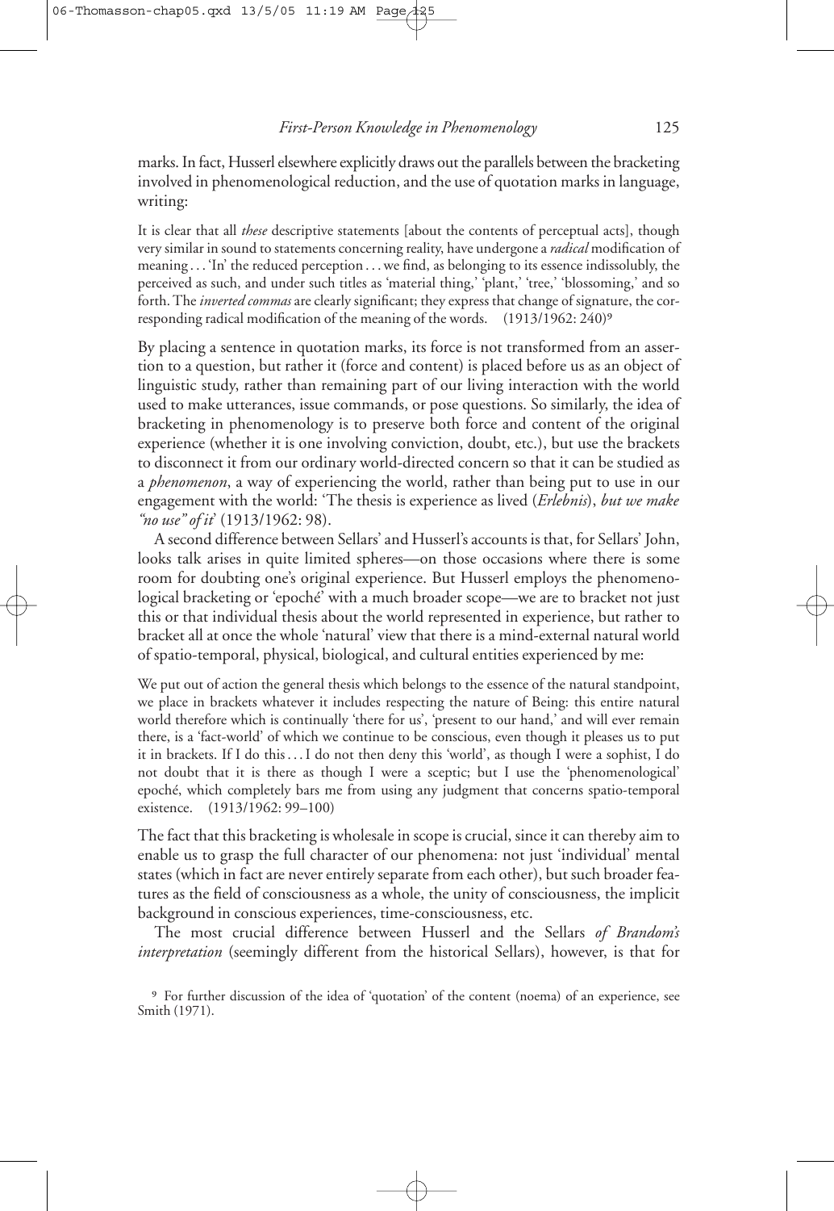marks. In fact, Husserl elsewhere explicitly draws out the parallels between the bracketing involved in phenomenological reduction, and the use of quotation marks in language, writing:

> It is clear that all *these* descriptive statements [about the contents of perceptual acts], though very similar in sound to statements concerning reality, have undergone a *radical* modification of meaning . . . 'In' the reduced perception . . . we find, as belonging to its essence indissolubly, the perceived as such, and under such titles as 'material thing,' 'plant,' 'tree,' 'blossoming,' and so forth. The *inverted commas* are clearly significant; they express that change of signature, the corresponding radical modification of the meaning of the words. (1913/1962: 240)[9]

By placing a sentence in quotation marks, its force is not transformed from an assertion to a question, but rather it (force and content) is placed before us as an object of linguistic study, rather than remaining part of our living interaction with the world used to make utterances, issue commands, or pose questions. So similarly, the idea of bracketing in phenomenology is to preserve both force and content of the original experience (whether it is one involving conviction, doubt, etc.), but use the brackets to disconnect it from our ordinary world-directed concern so that it can be studied as a *phenomenon*, a way of experiencing the world, rather than being put to use in our engagement with the world: 'The thesis is experience as lived (*Erlebnis*), *but we make "no use" of it*' (1913/1962: 98).

A second difference between Sellars' and Husserl's accounts is that, for Sellars' John, looks talk arises in quite limited spheres—on those occasions where there is some room for doubting one's original experience. But Husserl employs the phenomenological bracketing or 'epoché' with a much broader scope—we are to bracket not just this or that individual thesis about the world represented in experience, but rather to bracket all at once the whole 'natural' view that there is a mind-external natural world of spatio-temporal, physical, biological, and cultural entities experienced by me:

> We put out of action the general thesis which belongs to the essence of the natural standpoint, we place in brackets whatever it includes respecting the nature of Being: this entire natural world therefore which is continually 'there for us', 'present to our hand,' and will ever remain there, is a 'fact-world' of which we continue to be conscious, even though it pleases us to put it in brackets. If I do this . . . I do not then deny this 'world', as though I were a sophist, I do not doubt that it is there as though I were a sceptic; but I use the 'phenomenological' epoché, which completely bars me from using any judgment that concerns spatio-temporal existence. (1913/1962: 99–100)

The fact that this bracketing is wholesale in scope is crucial, since it can thereby aim to enable us to grasp the full character of our phenomena: not just 'individual' mental states (which in fact are never entirely separate from each other), but such broader features as the field of consciousness as a whole, the unity of consciousness, the implicit background in conscious experiences, time-consciousness, etc.

The most crucial difference between Husserl and the Sellars *of Brandom's interpretation* (seemingly different from the historical Sellars), however, is that for

[9] For further discussion of the idea of 'quotation' of the content (noema) of an experience, see Smith (1971).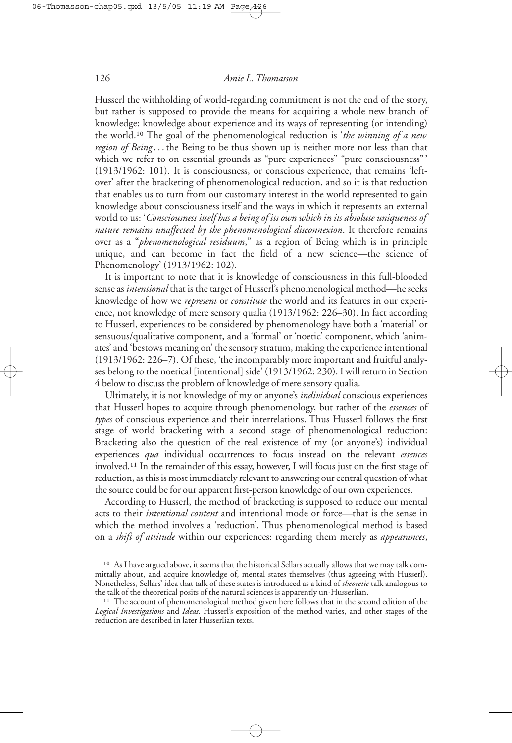Husserl the withholding of world-regarding commitment is not the end of the story, but rather is supposed to provide the means for acquiring a whole new branch of knowledge: knowledge about experience and its ways of representing (or intending) the world.[10] The goal of the phenomenological reduction is '*the winning of a new region of Being* . . . the Being to be thus shown up is neither more nor less than that which we refer to on essential grounds as "pure experiences" "pure consciousness" ' (1913/1962: 101). It is consciousness, or conscious experience, that remains 'left-over' after the bracketing of phenomenological reduction, and so it is that reduction that enables us to turn from our customary interest in the world represented to gain knowledge about consciousness itself and the ways in which it represents an external world to us: '*Consciousness itself has a being of its own which in its absolute uniqueness of nature remains unaffected by the phenomenological disconnexion*. It therefore remains over as a "*phenomenological residuum*," as a region of Being which is in principle unique, and can become in fact the field of a new science—the science of Phenomenology' (1913/1962: 102).

It is important to note that it is knowledge of consciousness in this full-blooded sense as *intentional* that is the target of Husserl's phenomenological method—he seeks knowledge of how we *represent* or *constitute* the world and its features in our experience, not knowledge of mere sensory qualia (1913/1962: 226–30). In fact according to Husserl, experiences to be considered by phenomenology have both a 'material' or sensuous/qualitative component, and a 'formal' or 'noetic' component, which 'animates' and 'bestows meaning on' the sensory stratum, making the experience intentional (1913/1962: 226–7). Of these, 'the incomparably more important and fruitful analyses belong to the noetical [intentional] side' (1913/1962: 230). I will return in Section 4 below to discuss the problem of knowledge of mere sensory qualia.

Ultimately, it is not knowledge of my or anyone's *individual* conscious experiences that Husserl hopes to acquire through phenomenology, but rather of the *essences* of *types* of conscious experience and their interrelations. Thus Husserl follows the first stage of world bracketing with a second stage of phenomenological reduction: Bracketing also the question of the real existence of my (or anyone's) individual experiences *qua* individual occurrences to focus instead on the relevant *essences* involved.[11] In the remainder of this essay, however, I will focus just on the first stage of reduction, as this is most immediately relevant to answering our central question of what the source could be for our apparent first-person knowledge of our own experiences.

According to Husserl, the method of bracketing is supposed to reduce our mental acts to their *intentional content* and intentional mode or force—that is the sense in which the method involves a 'reduction'. Thus phenomenological method is based on a *shift of attitude* within our experiences: regarding them merely as *appearances*,

[10] As I have argued above, it seems that the historical Sellars actually allows that we may talk commitally about, and acquire knowledge of, mental states themselves (thus agreeing with Husserl). Nonetheless, Sellars' idea that talk of these states is introduced as a kind of *theoretic* talk analogous to the talk of the theoretical posits of the natural sciences is apparently un-Husserlian.

[11] The account of phenomenological method given here follows that in the second edition of the *Logical Investigations* and *Ideas*. Husserl's exposition of the method varies, and other stages of the reduction are described in later Husserlian texts.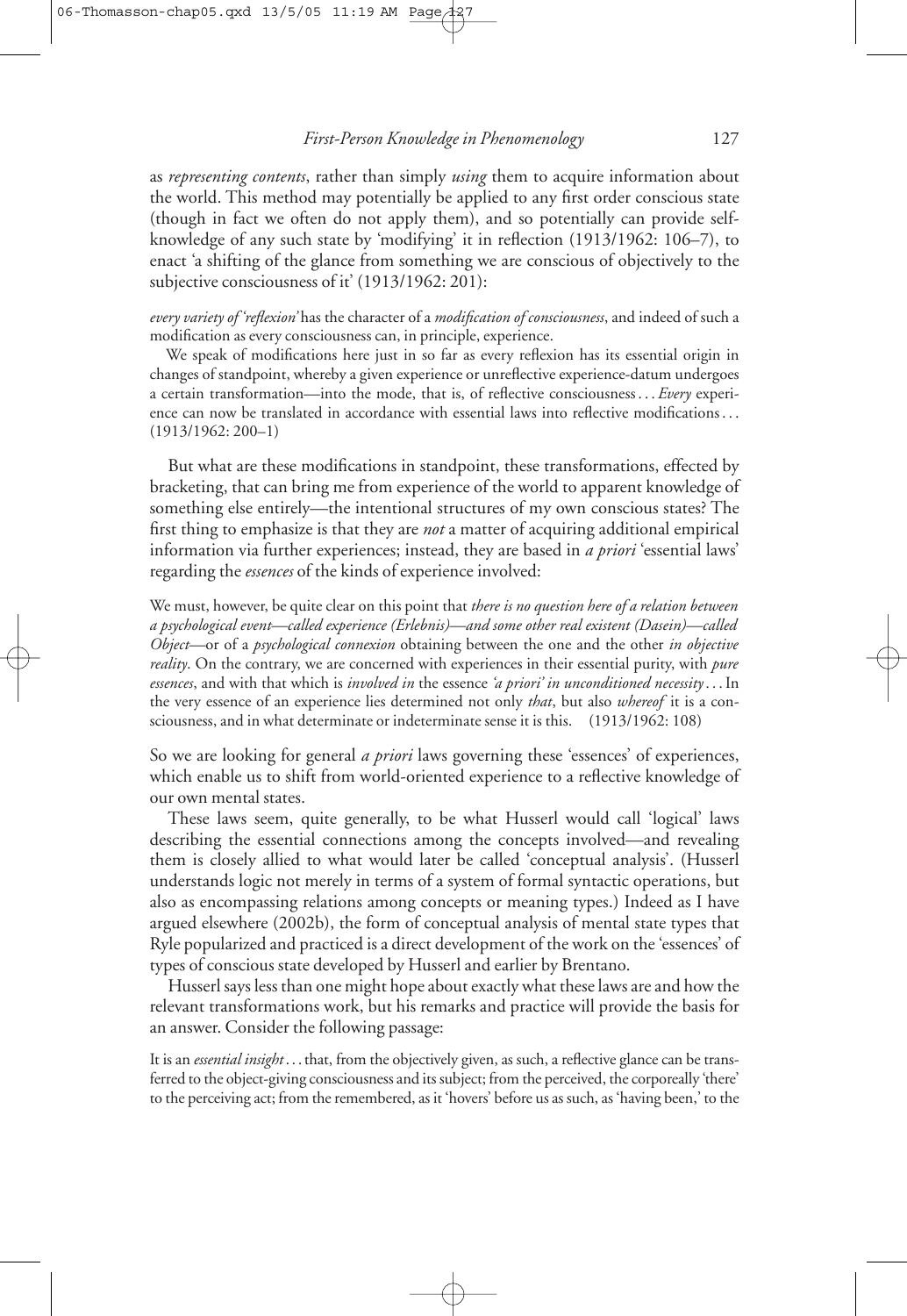as *representing contents*, rather than simply *using* them to acquire information about the world. This method may potentially be applied to any first order conscious state (though in fact we often do not apply them), and so potentially can provide self-knowledge of any such state by 'modifying' it in reflection (1913/1962: 106–7), to enact 'a shifting of the glance from something we are conscious of objectively to the subjective consciousness of it' (1913/1962: 201):

> *every variety of 'reflexion'* has the character of a *modification of consciousness*, and indeed of such a modification as every consciousness can, in principle, experience.
>
> We speak of modifications here just in so far as every reflexion has its essential origin in changes of standpoint, whereby a given experience or unreflective experience-datum undergoes a certain transformation—into the mode, that is, of reflective consciousness . . . *Every* experience can now be translated in accordance with essential laws into reflective modifications . . . (1913/1962: 200–1)

But what are these modifications in standpoint, these transformations, effected by bracketing, that can bring me from experience of the world to apparent knowledge of something else entirely—the intentional structures of my own conscious states? The first thing to emphasize is that they are *not* a matter of acquiring additional empirical information via further experiences; instead, they are based in *a priori* 'essential laws' regarding the *essences* of the kinds of experience involved:

> We must, however, be quite clear on this point that *there is no question here of a relation between a psychological event—called experience (Erlebnis)—and some other real existent (Dasein)—called Object*—or of a *psychological connexion* obtaining between the one and the other *in objective reality*. On the contrary, we are concerned with experiences in their essential purity, with *pure essences*, and with that which is *involved in* the essence *'a priori' in unconditioned necessity* . . . In the very essence of an experience lies determined not only *that*, but also *whereof* it is a consciousness, and in what determinate or indeterminate sense it is this. (1913/1962: 108)

So we are looking for general *a priori* laws governing these 'essences' of experiences, which enable us to shift from world-oriented experience to a reflective knowledge of our own mental states.

These laws seem, quite generally, to be what Husserl would call 'logical' laws describing the essential connections among the concepts involved—and revealing them is closely allied to what would later be called 'conceptual analysis'. (Husserl understands logic not merely in terms of a system of formal syntactic operations, but also as encompassing relations among concepts or meaning types.) Indeed as I have argued elsewhere (2002b), the form of conceptual analysis of mental state types that Ryle popularized and practiced is a direct development of the work on the 'essences' of types of conscious state developed by Husserl and earlier by Brentano.

Husserl says less than one might hope about exactly what these laws are and how the relevant transformations work, but his remarks and practice will provide the basis for an answer. Consider the following passage:

> It is an *essential insight* . . . that, from the objectively given, as such, a reflective glance can be transferred to the object-giving consciousness and its subject; from the perceived, the corporeally 'there' to the perceiving act; from the remembered, as it 'hovers' before us as such, as 'having been,' to the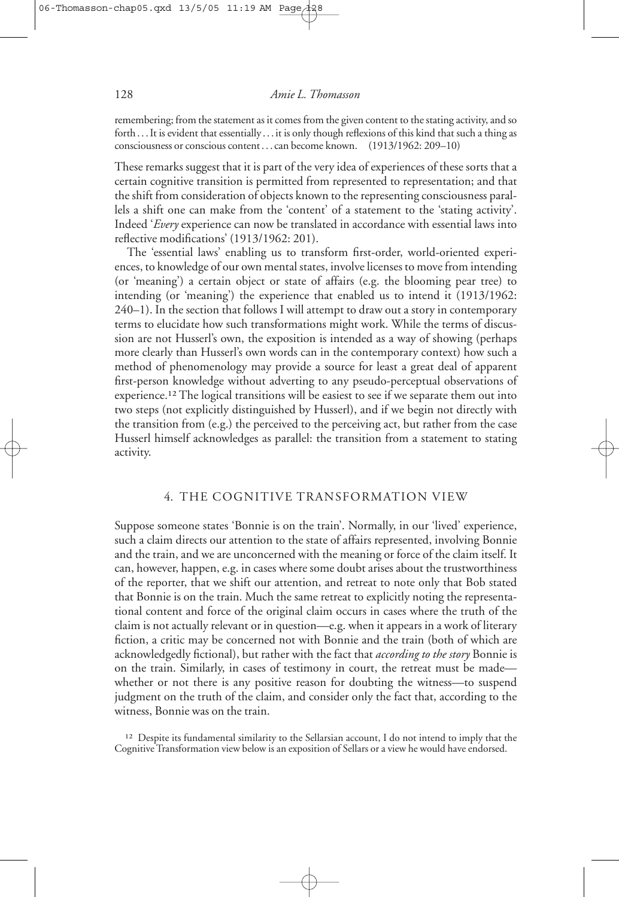remembering; from the statement as it comes from the given content to the stating activity, and so forth . . . It is evident that essentially . . . it is only though reflexions of this kind that such a thing as consciousness or conscious content . . . can become known. (1913/1962: 209–10)

These remarks suggest that it is part of the very idea of experiences of these sorts that a certain cognitive transition is permitted from represented to representation; and that the shift from consideration of objects known to the representing consciousness parallels a shift one can make from the 'content' of a statement to the 'stating activity'. Indeed '*Every* experience can now be translated in accordance with essential laws into reflective modifications' (1913/1962: 201).

The 'essential laws' enabling us to transform first-order, world-oriented experiences, to knowledge of our own mental states, involve licenses to move from intending (or 'meaning') a certain object or state of affairs (e.g. the blooming pear tree) to intending (or 'meaning') the experience that enabled us to intend it (1913/1962: 240–1). In the section that follows I will attempt to draw out a story in contemporary terms to elucidate how such transformations might work. While the terms of discussion are not Husserl's own, the exposition is intended as a way of showing (perhaps more clearly than Husserl's own words can in the contemporary context) how such a method of phenomenology may provide a source for least a great deal of apparent first-person knowledge without adverting to any pseudo-perceptual observations of experience.[12] The logical transitions will be easiest to see if we separate them out into two steps (not explicitly distinguished by Husserl), and if we begin not directly with the transition from (e.g.) the perceived to the perceiving act, but rather from the case Husserl himself acknowledges as parallel: the transition from a statement to stating activity.

## 4. THE COGNITIVE TRANSFORMATION VIEW

Suppose someone states 'Bonnie is on the train'. Normally, in our 'lived' experience, such a claim directs our attention to the state of affairs represented, involving Bonnie and the train, and we are unconcerned with the meaning or force of the claim itself. It can, however, happen, e.g. in cases where some doubt arises about the trustworthiness of the reporter, that we shift our attention, and retreat to note only that Bob stated that Bonnie is on the train. Much the same retreat to explicitly noting the representational content and force of the original claim occurs in cases where the truth of the claim is not actually relevant or in question—e.g. when it appears in a work of literary fiction, a critic may be concerned not with Bonnie and the train (both of which are acknowledgedly fictional), but rather with the fact that *according to the story* Bonnie is on the train. Similarly, in cases of testimony in court, the retreat must be made—whether or not there is any positive reason for doubting the witness—to suspend judgment on the truth of the claim, and consider only the fact that, according to the witness, Bonnie was on the train.

[12] Despite its fundamental similarity to the Sellarsian account, I do not intend to imply that the Cognitive Transformation view below is an exposition of Sellars or a view he would have endorsed.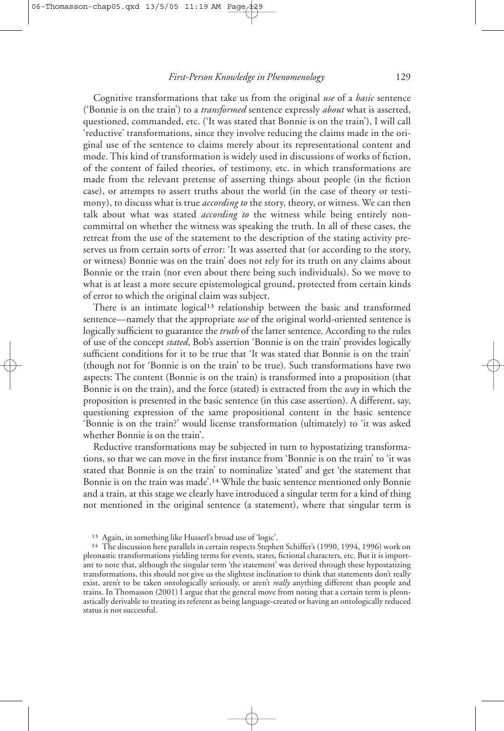Cognitive transformations that take us from the original *use* of a *basic* sentence ('Bonnie is on the train') to a *transformed* sentence expressly *about* what is asserted, questioned, commanded, etc. ('It was stated that Bonnie is on the train'), I will call 'reductive' transformations, since they involve reducing the claims made in the original use of the sentence to claims merely about its representational content and mode. This kind of transformation is widely used in discussions of works of fiction, of the content of failed theories, of testimony, etc. in which transformations are made from the relevant pretense of asserting things about people (in the fiction case), or attempts to assert truths about the world (in the case of theory or testimony), to discuss what is true *according to* the story, theory, or witness. We can then talk about what was stated *according to* the witness while being entirely noncommittal on whether the witness was speaking the truth. In all of these cases, the retreat from the use of the statement to the description of the stating activity preserves us from certain sorts of error: 'It was asserted that (or according to the story, or witness) Bonnie was on the train' does not rely for its truth on any claims about Bonnie or the train (nor even about there being such individuals). So we move to what is at least a more secure epistemological ground, protected from certain kinds of error to which the original claim was subject.

There is an intimate logical[13] relationship between the basic and transformed sentence—namely that the appropriate *use* of the original world-oriented sentence is logically sufficient to guarantee the *truth* of the latter sentence. According to the rules of use of the concept *stated*, Bob's assertion 'Bonnie is on the train' provides logically sufficient conditions for it to be true that 'It was stated that Bonnie is on the train' (though not for 'Bonnie is on the train' to be true). Such transformations have two aspects: The content (Bonnie is on the train) is transformed into a proposition (that Bonnie is on the train), and the force (stated) is extracted from the *way* in which the proposition is presented in the basic sentence (in this case assertion). A different, say, questioning expression of the same propositional content in the basic sentence 'Bonnie is on the train?' would license transformation (ultimately) to 'it was asked whether Bonnie is on the train'.

Reductive transformations may be subjected in turn to hypostatizing transformations, so that we can move in the first instance from 'Bonnie is on the train' to 'it was stated that Bonnie is on the train' to nominalize 'stated' and get 'the statement that Bonnie is on the train was made'.[14] While the basic sentence mentioned only Bonnie and a train, at this stage we clearly have introduced a singular term for a kind of thing not mentioned in the original sentence (a statement), where that singular term is

[13] Again, in something like Husserl's broad use of 'logic'.

[14] The discussion here parallels in certain respects Stephen Schiffer's (1990, 1994, 1996) work on pleonastic transformations yielding terms for events, states, fictional characters, etc. But it is important to note that, although the singular term 'the statement' was derived through these hypostatizing transformations, this should not give us the slightest inclination to think that statements don't really exist, aren't to be taken ontologically seriously, or aren't *really* anything different than people and trains. In Thomasson (2001) I argue that the general move from noting that a certain term is pleonastically derivable to treating its referent as being language-created or having an ontologically reduced status is not successful.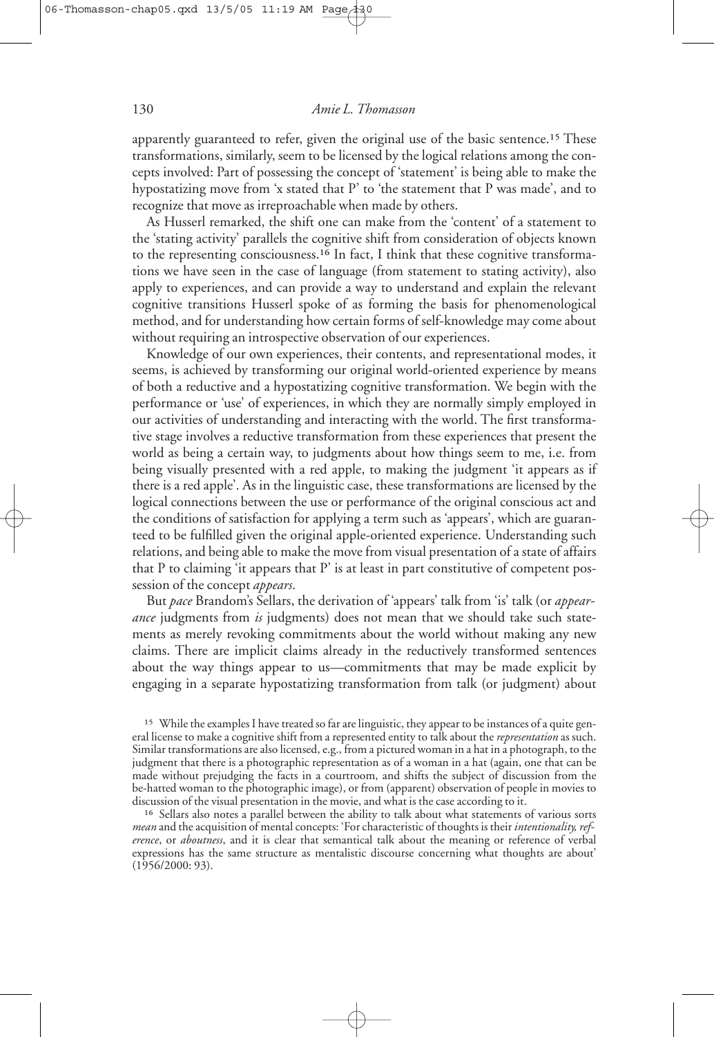apparently guaranteed to refer, given the original use of the basic sentence.[15] These transformations, similarly, seem to be licensed by the logical relations among the concepts involved: Part of possessing the concept of 'statement' is being able to make the hypostatizing move from 'x stated that P' to 'the statement that P was made', and to recognize that move as irreproachable when made by others.

As Husserl remarked, the shift one can make from the 'content' of a statement to the 'stating activity' parallels the cognitive shift from consideration of objects known to the representing consciousness.[16] In fact, I think that these cognitive transformations we have seen in the case of language (from statement to stating activity), also apply to experiences, and can provide a way to understand and explain the relevant cognitive transitions Husserl spoke of as forming the basis for phenomenological method, and for understanding how certain forms of self-knowledge may come about without requiring an introspective observation of our experiences.

Knowledge of our own experiences, their contents, and representational modes, it seems, is achieved by transforming our original world-oriented experience by means of both a reductive and a hypostatizing cognitive transformation. We begin with the performance or 'use' of experiences, in which they are normally simply employed in our activities of understanding and interacting with the world. The first transformative stage involves a reductive transformation from these experiences that present the world as being a certain way, to judgments about how things seem to me, i.e. from being visually presented with a red apple, to making the judgment 'it appears as if there is a red apple'. As in the linguistic case, these transformations are licensed by the logical connections between the use or performance of the original conscious act and the conditions of satisfaction for applying a term such as 'appears', which are guaranteed to be fulfilled given the original apple-oriented experience. Understanding such relations, and being able to make the move from visual presentation of a state of affairs that P to claiming 'it appears that P' is at least in part constitutive of competent possession of the concept *appears*.

But *pace* Brandom's Sellars, the derivation of 'appears' talk from 'is' talk (or *appearance* judgments from *is* judgments) does not mean that we should take such statements as merely revoking commitments about the world without making any new claims. There are implicit claims already in the reductively transformed sentences about the way things appear to us—commitments that may be made explicit by engaging in a separate hypostatizing transformation from talk (or judgment) about

[15] While the examples I have treated so far are linguistic, they appear to be instances of a quite general license to make a cognitive shift from a represented entity to talk about the *representation* as such. Similar transformations are also licensed, e.g., from a pictured woman in a hat in a photograph, to the judgment that there is a photographic representation as of a woman in a hat (again, one that can be made without prejudging the facts in a courtroom, and shifts the subject of discussion from the be-hatted woman to the photographic image), or from (apparent) observation of people in movies to discussion of the visual presentation in the movie, and what is the case according to it.

[16] Sellars also notes a parallel between the ability to talk about what statements of various sorts *mean* and the acquisition of mental concepts: 'For characteristic of thoughts is their *intentionality, reference*, or *aboutness*, and it is clear that semantical talk about the meaning or reference of verbal expressions has the same structure as mentalistic discourse concerning what thoughts are about' (1956/2000: 93).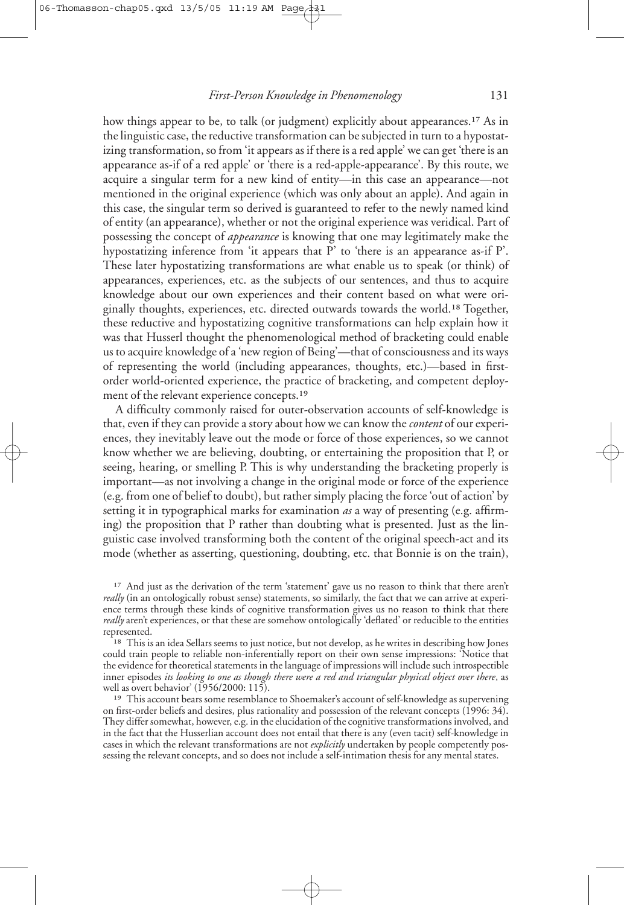how things appear to be, to talk (or judgment) explicitly about appearances.[17] As in the linguistic case, the reductive transformation can be subjected in turn to a hypostatizing transformation, so from 'it appears as if there is a red apple' we can get 'there is an appearance as-if of a red apple' or 'there is a red-apple-appearance'. By this route, we acquire a singular term for a new kind of entity—in this case an appearance—not mentioned in the original experience (which was only about an apple). And again in this case, the singular term so derived is guaranteed to refer to the newly named kind of entity (an appearance), whether or not the original experience was veridical. Part of possessing the concept of *appearance* is knowing that one may legitimately make the hypostatizing inference from 'it appears that P' to 'there is an appearance as-if P'. These later hypostatizing transformations are what enable us to speak (or think) of appearances, experiences, etc. as the subjects of our sentences, and thus to acquire knowledge about our own experiences and their content based on what were originally thoughts, experiences, etc. directed outwards towards the world.[18] Together, these reductive and hypostatizing cognitive transformations can help explain how it was that Husserl thought the phenomenological method of bracketing could enable us to acquire knowledge of a 'new region of Being'—that of consciousness and its ways of representing the world (including appearances, thoughts, etc.)—based in first-order world-oriented experience, the practice of bracketing, and competent deployment of the relevant experience concepts.[19]

A difficulty commonly raised for outer-observation accounts of self-knowledge is that, even if they can provide a story about how we can know the *content* of our experiences, they inevitably leave out the mode or force of those experiences, so we cannot know whether we are believing, doubting, or entertaining the proposition that P, or seeing, hearing, or smelling P. This is why understanding the bracketing properly is important—as not involving a change in the original mode or force of the experience (e.g. from one of belief to doubt), but rather simply placing the force 'out of action' by setting it in typographical marks for examination *as* a way of presenting (e.g. affirming) the proposition that P rather than doubting what is presented. Just as the linguistic case involved transforming both the content of the original speech-act and its mode (whether as asserting, questioning, doubting, etc. that Bonnie is on the train),

[17] And just as the derivation of the term 'statement' gave us no reason to think that there aren't *really* (in an ontologically robust sense) statements, so similarly, the fact that we can arrive at experience terms through these kinds of cognitive transformation gives us no reason to think that there *really* aren't experiences, or that these are somehow ontologically 'deflated' or reducible to the entities represented.

[18] This is an idea Sellars seems to just notice, but not develop, as he writes in describing how Jones could train people to reliable non-inferentially report on their own sense impressions: 'Notice that the evidence for theoretical statements in the language of impressions will include such introspectible inner episodes *its looking to one as though there were a red and triangular physical object over there*, as well as overt behavior' (1956/2000: 115).

[19] This account bears some resemblance to Shoemaker's account of self-knowledge as supervening on first-order beliefs and desires, plus rationality and possession of the relevant concepts (1996: 34). They differ somewhat, however, e.g. in the elucidation of the cognitive transformations involved, and in the fact that the Husserlian account does not entail that there is any (even tacit) self-knowledge in cases in which the relevant transformations are not *explicitly* undertaken by people competently possessing the relevant concepts, and so does not include a self-intimation thesis for any mental states.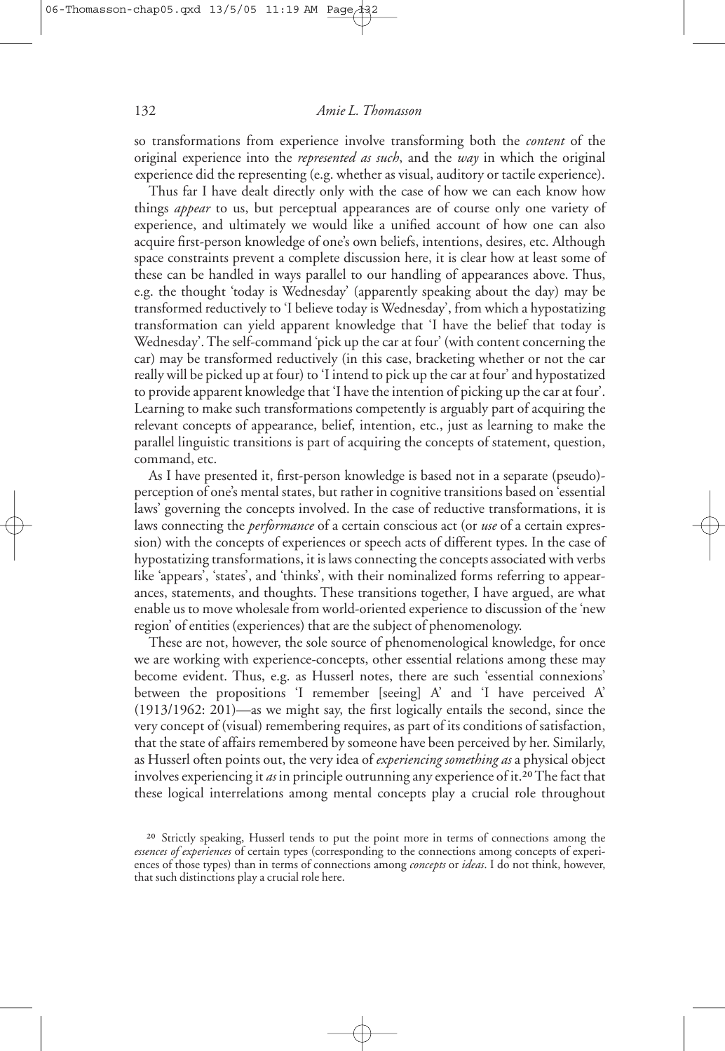so transformations from experience involve transforming both the *content* of the original experience into the *represented as such*, and the *way* in which the original experience did the representing (e.g. whether as visual, auditory or tactile experience).

Thus far I have dealt directly only with the case of how we can each know how things *appear* to us, but perceptual appearances are of course only one variety of experience, and ultimately we would like a unified account of how one can also acquire first-person knowledge of one's own beliefs, intentions, desires, etc. Although space constraints prevent a complete discussion here, it is clear how at least some of these can be handled in ways parallel to our handling of appearances above. Thus, e.g. the thought 'today is Wednesday' (apparently speaking about the day) may be transformed reductively to 'I believe today is Wednesday', from which a hypostatizing transformation can yield apparent knowledge that 'I have the belief that today is Wednesday'. The self-command 'pick up the car at four' (with content concerning the car) may be transformed reductively (in this case, bracketing whether or not the car really will be picked up at four) to 'I intend to pick up the car at four' and hypostatized to provide apparent knowledge that 'I have the intention of picking up the car at four'. Learning to make such transformations competently is arguably part of acquiring the relevant concepts of appearance, belief, intention, etc., just as learning to make the parallel linguistic transitions is part of acquiring the concepts of statement, question, command, etc.

As I have presented it, first-person knowledge is based not in a separate (pseudo)-perception of one's mental states, but rather in cognitive transitions based on 'essential laws' governing the concepts involved. In the case of reductive transformations, it is laws connecting the *performance* of a certain conscious act (or *use* of a certain expression) with the concepts of experiences or speech acts of different types. In the case of hypostatizing transformations, it is laws connecting the concepts associated with verbs like 'appears', 'states', and 'thinks', with their nominalized forms referring to appearances, statements, and thoughts. These transitions together, I have argued, are what enable us to move wholesale from world-oriented experience to discussion of the 'new region' of entities (experiences) that are the subject of phenomenology.

These are not, however, the sole source of phenomenological knowledge, for once we are working with experience-concepts, other essential relations among these may become evident. Thus, e.g. as Husserl notes, there are such 'essential connexions' between the propositions 'I remember [seeing] A' and 'I have perceived A' (1913/1962: 201)—as we might say, the first logically entails the second, since the very concept of (visual) remembering requires, as part of its conditions of satisfaction, that the state of affairs remembered by someone have been perceived by her. Similarly, as Husserl often points out, the very idea of *experiencing something as* a physical object involves experiencing it *as* in principle outrunning any experience of it.[20] The fact that these logical interrelations among mental concepts play a crucial role throughout

[20] Strictly speaking, Husserl tends to put the point more in terms of connections among the *essences of experiences* of certain types (corresponding to the connections among concepts of experiences of those types) than in terms of connections among *concepts* or *ideas*. I do not think, however, that such distinctions play a crucial role here.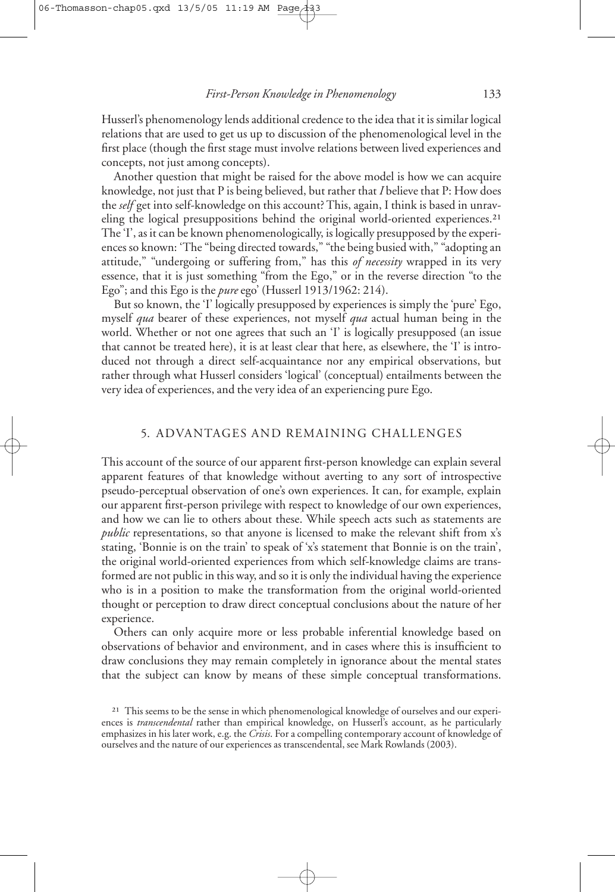Husserl's phenomenology lends additional credence to the idea that it is similar logical relations that are used to get us up to discussion of the phenomenological level in the first place (though the first stage must involve relations between lived experiences and concepts, not just among concepts).

Another question that might be raised for the above model is how we can acquire knowledge, not just that P is being believed, but rather that *I* believe that P: How does the *self* get into self-knowledge on this account? This, again, I think is based in unraveling the logical presuppositions behind the original world-oriented experiences.[21] The 'I', as it can be known phenomenologically, is logically presupposed by the experiences so known: 'The "being directed towards," "the being busied with," "adopting an attitude," "undergoing or suffering from," has this *of necessity* wrapped in its very essence, that it is just something "from the Ego," or in the reverse direction "to the Ego"; and this Ego is the *pure* ego' (Husserl 1913/1962: 214).

But so known, the 'I' logically presupposed by experiences is simply the 'pure' Ego, myself *qua* bearer of these experiences, not myself *qua* actual human being in the world. Whether or not one agrees that such an 'I' is logically presupposed (an issue that cannot be treated here), it is at least clear that here, as elsewhere, the 'I' is introduced not through a direct self-acquaintance nor any empirical observations, but rather through what Husserl considers 'logical' (conceptual) entailments between the very idea of experiences, and the very idea of an experiencing pure Ego.

## 5. ADVANTAGES AND REMAINING CHALLENGES

This account of the source of our apparent first-person knowledge can explain several apparent features of that knowledge without averting to any sort of introspective pseudo-perceptual observation of one's own experiences. It can, for example, explain our apparent first-person privilege with respect to knowledge of our own experiences, and how we can lie to others about these. While speech acts such as statements are *public* representations, so that anyone is licensed to make the relevant shift from x's stating, 'Bonnie is on the train' to speak of 'x's statement that Bonnie is on the train', the original world-oriented experiences from which self-knowledge claims are transformed are not public in this way, and so it is only the individual having the experience who is in a position to make the transformation from the original world-oriented thought or perception to draw direct conceptual conclusions about the nature of her experience.

Others can only acquire more or less probable inferential knowledge based on observations of behavior and environment, and in cases where this is insufficient to draw conclusions they may remain completely in ignorance about the mental states that the subject can know by means of these simple conceptual transformations.

[21] This seems to be the sense in which phenomenological knowledge of ourselves and our experiences is *transcendental* rather than empirical knowledge, on Husserl's account, as he particularly emphasizes in his later work, e.g. the *Crisis*. For a compelling contemporary account of knowledge of ourselves and the nature of our experiences as transcendental, see Mark Rowlands (2003).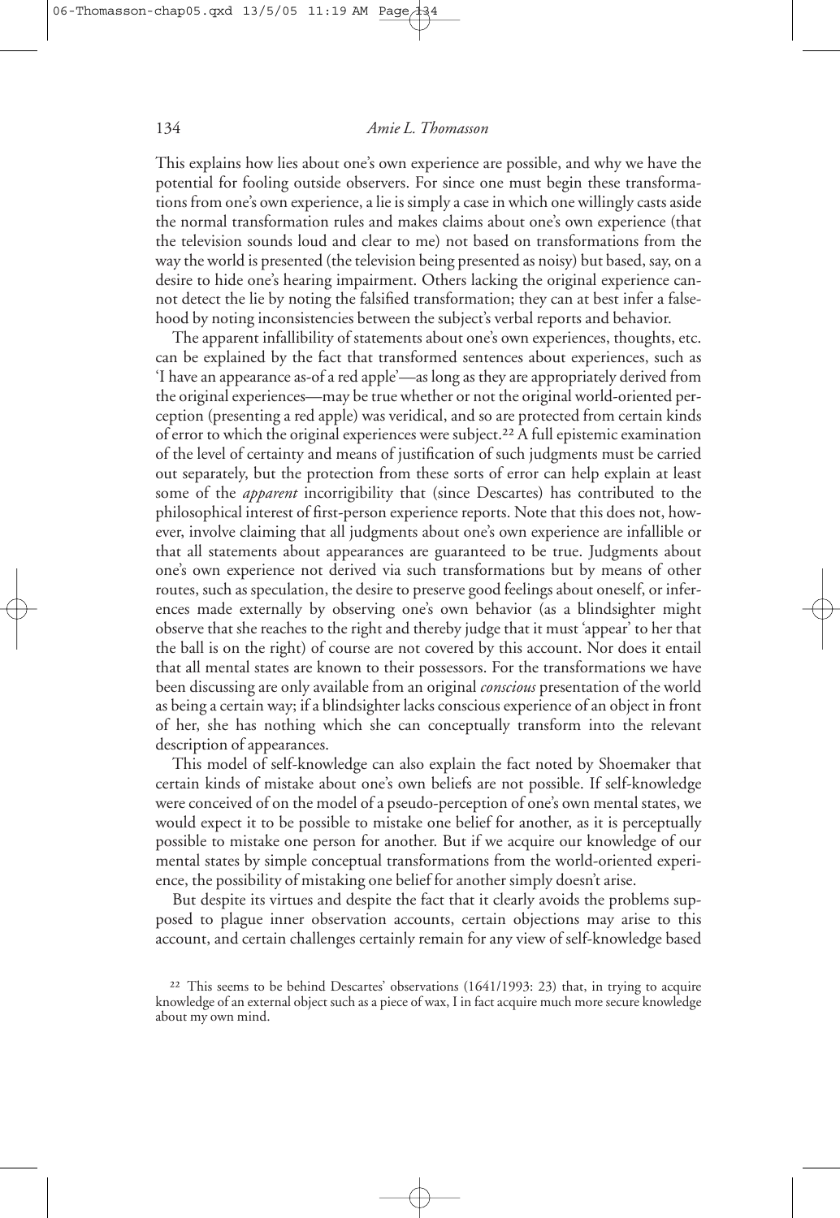This explains how lies about one's own experience are possible, and why we have the potential for fooling outside observers. For since one must begin these transformations from one's own experience, a lie is simply a case in which one willingly casts aside the normal transformation rules and makes claims about one's own experience (that the television sounds loud and clear to me) not based on transformations from the way the world is presented (the television being presented as noisy) but based, say, on a desire to hide one's hearing impairment. Others lacking the original experience cannot detect the lie by noting the falsified transformation; they can at best infer a falsehood by noting inconsistencies between the subject's verbal reports and behavior.

The apparent infallibility of statements about one's own experiences, thoughts, etc. can be explained by the fact that transformed sentences about experiences, such as 'I have an appearance as-of a red apple'—as long as they are appropriately derived from the original experiences—may be true whether or not the original world-oriented perception (presenting a red apple) was veridical, and so are protected from certain kinds of error to which the original experiences were subject.[22] A full epistemic examination of the level of certainty and means of justification of such judgments must be carried out separately, but the protection from these sorts of error can help explain at least some of the *apparent* incorrigibility that (since Descartes) has contributed to the philosophical interest of first-person experience reports. Note that this does not, however, involve claiming that all judgments about one's own experience are infallible or that all statements about appearances are guaranteed to be true. Judgments about one's own experience not derived via such transformations but by means of other routes, such as speculation, the desire to preserve good feelings about oneself, or inferences made externally by observing one's own behavior (as a blindsighter might observe that she reaches to the right and thereby judge that it must 'appear' to her that the ball is on the right) of course are not covered by this account. Nor does it entail that all mental states are known to their possessors. For the transformations we have been discussing are only available from an original *conscious* presentation of the world as being a certain way; if a blindsighter lacks conscious experience of an object in front of her, she has nothing which she can conceptually transform into the relevant description of appearances.

This model of self-knowledge can also explain the fact noted by Shoemaker that certain kinds of mistake about one's own beliefs are not possible. If self-knowledge were conceived of on the model of a pseudo-perception of one's own mental states, we would expect it to be possible to mistake one belief for another, as it is perceptually possible to mistake one person for another. But if we acquire our knowledge of our mental states by simple conceptual transformations from the world-oriented experience, the possibility of mistaking one belief for another simply doesn't arise.

But despite its virtues and despite the fact that it clearly avoids the problems supposed to plague inner observation accounts, certain objections may arise to this account, and certain challenges certainly remain for any view of self-knowledge based

[22] This seems to be behind Descartes' observations (1641/1993: 23) that, in trying to acquire knowledge of an external object such as a piece of wax, I in fact acquire much more secure knowledge about my own mind.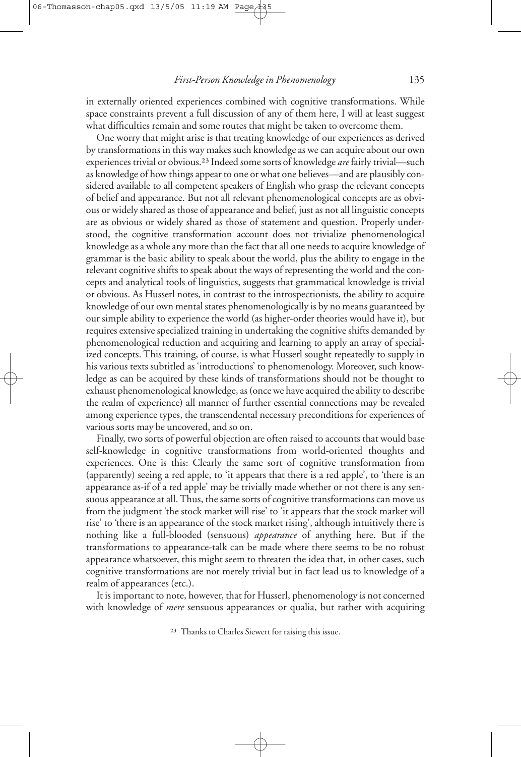in externally oriented experiences combined with cognitive transformations. While space constraints prevent a full discussion of any of them here, I will at least suggest what difficulties remain and some routes that might be taken to overcome them.

One worry that might arise is that treating knowledge of our experiences as derived by transformations in this way makes such knowledge as we can acquire about our own experiences trivial or obvious.[23] Indeed some sorts of knowledge *are* fairly trivial—such as knowledge of how things appear to one or what one believes—and are plausibly considered available to all competent speakers of English who grasp the relevant concepts of belief and appearance. But not all relevant phenomenological concepts are as obvious or widely shared as those of appearance and belief, just as not all linguistic concepts are as obvious or widely shared as those of statement and question. Properly understood, the cognitive transformation account does not trivialize phenomenological knowledge as a whole any more than the fact that all one needs to acquire knowledge of grammar is the basic ability to speak about the world, plus the ability to engage in the relevant cognitive shifts to speak about the ways of representing the world and the concepts and analytical tools of linguistics, suggests that grammatical knowledge is trivial or obvious. As Husserl notes, in contrast to the introspectionists, the ability to acquire knowledge of our own mental states phenomenologically is by no means guaranteed by our simple ability to experience the world (as higher-order theories would have it), but requires extensive specialized training in undertaking the cognitive shifts demanded by phenomenological reduction and acquiring and learning to apply an array of specialized concepts. This training, of course, is what Husserl sought repeatedly to supply in his various texts subtitled as 'introductions' to phenomenology. Moreover, such knowledge as can be acquired by these kinds of transformations should not be thought to exhaust phenomenological knowledge, as (once we have acquired the ability to describe the realm of experience) all manner of further essential connections may be revealed among experience types, the transcendental necessary preconditions for experiences of various sorts may be uncovered, and so on.

Finally, two sorts of powerful objection are often raised to accounts that would base self-knowledge in cognitive transformations from world-oriented thoughts and experiences. One is this: Clearly the same sort of cognitive transformation from (apparently) seeing a red apple, to 'it appears that there is a red apple', to 'there is an appearance as-if of a red apple' may be trivially made whether or not there is any sensuous appearance at all. Thus, the same sorts of cognitive transformations can move us from the judgment 'the stock market will rise' to 'it appears that the stock market will rise' to 'there is an appearance of the stock market rising', although intuitively there is nothing like a full-blooded (sensuous) *appearance* of anything here. But if the transformations to appearance-talk can be made where there seems to be no robust appearance whatsoever, this might seem to threaten the idea that, in other cases, such cognitive transformations are not merely trivial but in fact lead us to knowledge of a realm of appearances (etc.).

It is important to note, however, that for Husserl, phenomenology is not concerned with knowledge of *mere* sensuous appearances or qualia, but rather with acquiring

[23] Thanks to Charles Siewert for raising this issue.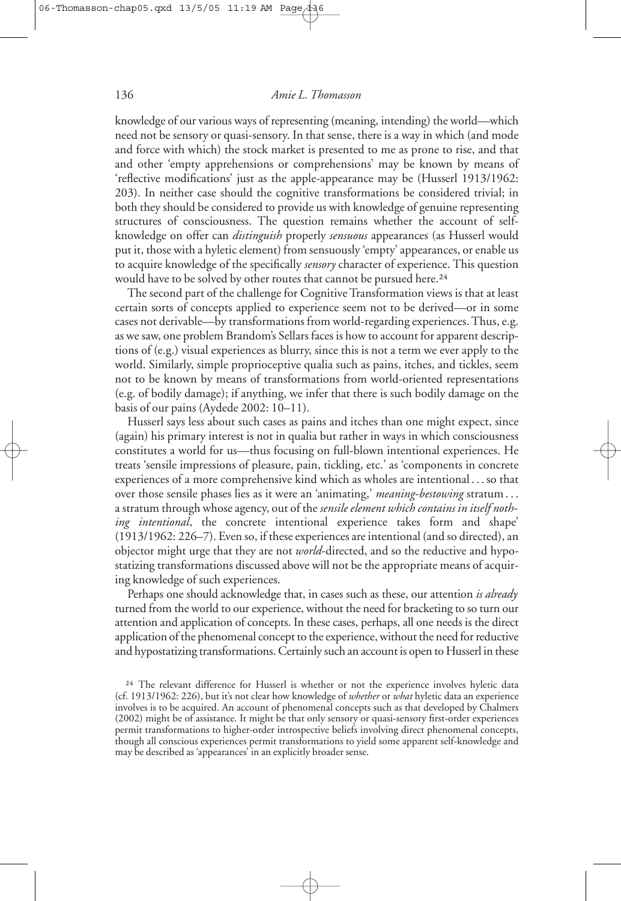knowledge of our various ways of representing (meaning, intending) the world—which need not be sensory or quasi-sensory. In that sense, there is a way in which (and mode and force with which) the stock market is presented to me as prone to rise, and that and other 'empty apprehensions or comprehensions' may be known by means of 'reflective modifications' just as the apple-appearance may be (Husserl 1913/1962: 203). In neither case should the cognitive transformations be considered trivial; in both they should be considered to provide us with knowledge of genuine representing structures of consciousness. The question remains whether the account of self-knowledge on offer can *distinguish* properly *sensuous* appearances (as Husserl would put it, those with a hyletic element) from sensuously 'empty' appearances, or enable us to acquire knowledge of the specifically *sensory* character of experience. This question would have to be solved by other routes that cannot be pursued here.[24]

The second part of the challenge for Cognitive Transformation views is that at least certain sorts of concepts applied to experience seem not to be derived—or in some cases not derivable—by transformations from world-regarding experiences. Thus, e.g. as we saw, one problem Brandom's Sellars faces is how to account for apparent descriptions of (e.g.) visual experiences as blurry, since this is not a term we ever apply to the world. Similarly, simple proprioceptive qualia such as pains, itches, and tickles, seem not to be known by means of transformations from world-oriented representations (e.g. of bodily damage); if anything, we infer that there is such bodily damage on the basis of our pains (Aydede 2002: 10–11).

Husserl says less about such cases as pains and itches than one might expect, since (again) his primary interest is not in qualia but rather in ways in which consciousness constitutes a world for us—thus focusing on full-blown intentional experiences. He treats 'sensile impressions of pleasure, pain, tickling, etc.' as 'components in concrete experiences of a more comprehensive kind which as wholes are intentional . . . so that over those sensile phases lies as it were an 'animating,' *meaning-bestowing* stratum . . . a stratum through whose agency, out of the *sensile element which contains in itself nothing intentional*, the concrete intentional experience takes form and shape' (1913/1962: 226–7). Even so, if these experiences are intentional (and so directed), an objector might urge that they are not *world*-directed, and so the reductive and hypostatizing transformations discussed above will not be the appropriate means of acquiring knowledge of such experiences.

Perhaps one should acknowledge that, in cases such as these, our attention *is already* turned from the world to our experience, without the need for bracketing to so turn our attention and application of concepts. In these cases, perhaps, all one needs is the direct application of the phenomenal concept to the experience, without the need for reductive and hypostatizing transformations. Certainly such an account is open to Husserl in these

[24] The relevant difference for Husserl is whether or not the experience involves hyletic data (cf. 1913/1962: 226), but it's not clear how knowledge of *whether* or *what* hyletic data an experience involves is to be acquired. An account of phenomenal concepts such as that developed by Chalmers (2002) might be of assistance. It might be that only sensory or quasi-sensory first-order experiences permit transformations to higher-order introspective beliefs involving direct phenomenal concepts, though all conscious experiences permit transformations to yield some apparent self-knowledge and may be described as 'appearances' in an explicitly broader sense.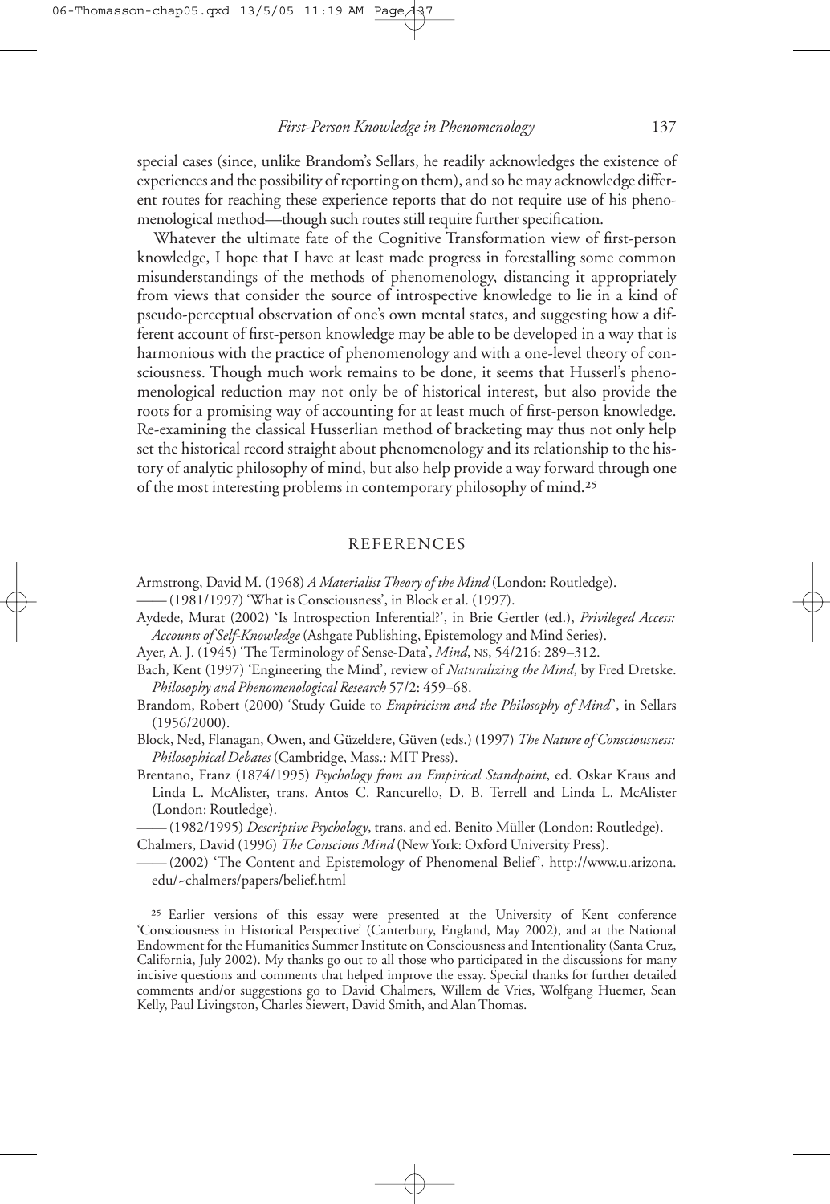special cases (since, unlike Brandom's Sellars, he readily acknowledges the existence of experiences and the possibility of reporting on them), and so he may acknowledge different routes for reaching these experience reports that do not require use of his phenomenological method—though such routes still require further specification.

Whatever the ultimate fate of the Cognitive Transformation view of first-person knowledge, I hope that I have at least made progress in forestalling some common misunderstandings of the methods of phenomenology, distancing it appropriately from views that consider the source of introspective knowledge to lie in a kind of pseudo-perceptual observation of one's own mental states, and suggesting how a different account of first-person knowledge may be able to be developed in a way that is harmonious with the practice of phenomenology and with a one-level theory of consciousness. Though much work remains to be done, it seems that Husserl's phenomenological reduction may not only be of historical interest, but also provide the roots for a promising way of accounting for at least much of first-person knowledge. Re-examining the classical Husserlian method of bracketing may thus not only help set the historical record straight about phenomenology and its relationship to the history of analytic philosophy of mind, but also help provide a way forward through one of the most interesting problems in contemporary philosophy of mind.[25]

## REFERENCES

Armstrong, David M. (1968) *A Materialist Theory of the Mind* (London: Routledge).

—— (1981/1997) 'What is Consciousness', in Block et al. (1997).

Aydede, Murat (2002) 'Is Introspection Inferential?', in Brie Gertler (ed.), *Privileged Access: Accounts of Self-Knowledge* (Ashgate Publishing, Epistemology and Mind Series).

Ayer, A. J. (1945) 'The Terminology of Sense-Data', *Mind*, NS, 54/216: 289–312.

Bach, Kent (1997) 'Engineering the Mind', review of *Naturalizing the Mind*, by Fred Dretske. *Philosophy and Phenomenological Research* 57/2: 459–68.

Brandom, Robert (2000) 'Study Guide to *Empiricism and the Philosophy of Mind*', in Sellars (1956/2000).

Block, Ned, Flanagan, Owen, and Güzeldere, Güven (eds.) (1997) *The Nature of Consciousness: Philosophical Debates* (Cambridge, Mass.: MIT Press).

Brentano, Franz (1874/1995) *Psychology from an Empirical Standpoint*, ed. Oskar Kraus and Linda L. McAlister, trans. Antos C. Rancurello, D. B. Terrell and Linda L. McAlister (London: Routledge).

—— (1982/1995) *Descriptive Psychology*, trans. and ed. Benito Müller (London: Routledge).

Chalmers, David (1996) *The Conscious Mind* (New York: Oxford University Press).

—— (2002) 'The Content and Epistemology of Phenomenal Belief', http://www.u.arizona.edu/~chalmers/papers/belief.html

[25] Earlier versions of this essay were presented at the University of Kent conference 'Consciousness in Historical Perspective' (Canterbury, England, May 2002), and at the National Endowment for the Humanities Summer Institute on Consciousness and Intentionality (Santa Cruz, California, July 2002). My thanks go out to all those who participated in the discussions for many incisive questions and comments that helped improve the essay. Special thanks for further detailed comments and/or suggestions go to David Chalmers, Willem de Vries, Wolfgang Huemer, Sean Kelly, Paul Livingston, Charles Siewert, David Smith, and Alan Thomas.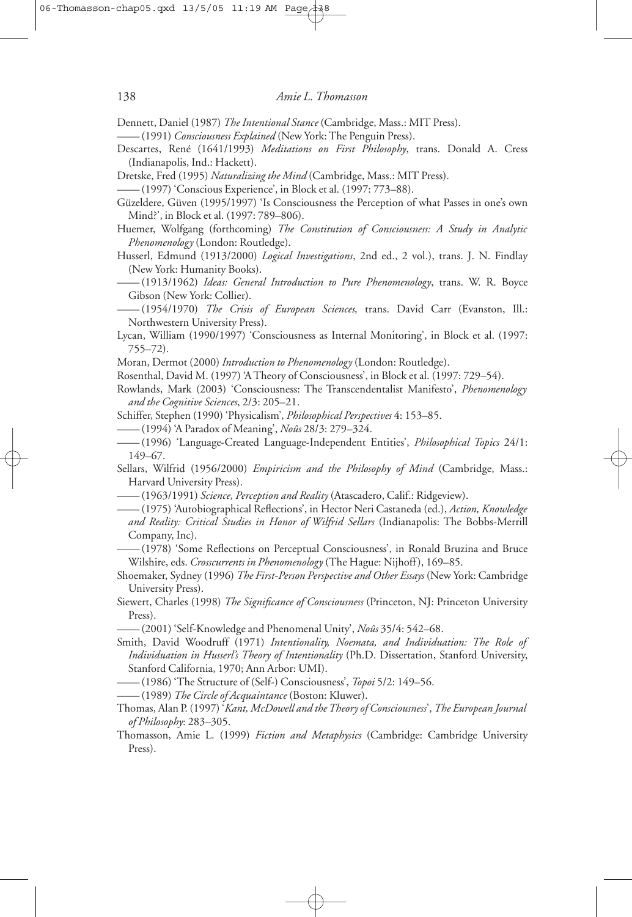Dennett, Daniel (1987) *The Intentional Stance* (Cambridge, Mass.: MIT Press).

—— (1991) *Consciousness Explained* (New York: The Penguin Press).

Descartes, René (1641/1993) *Meditations on First Philosophy*, trans. Donald A. Cress (Indianapolis, Ind.: Hackett).

Dretske, Fred (1995) *Naturalizing the Mind* (Cambridge, Mass.: MIT Press).

—— (1997) 'Conscious Experience', in Block et al. (1997: 773–88).

Güzeldere, Güven (1995/1997) 'Is Consciousness the Perception of what Passes in one's own Mind?', in Block et al. (1997: 789–806).

Huemer, Wolfgang (forthcoming) *The Constitution of Consciousness: A Study in Analytic Phenomenology* (London: Routledge).

Husserl, Edmund (1913/2000) *Logical Investigations*, 2nd ed., 2 vol.), trans. J. N. Findlay (New York: Humanity Books).

—— (1913/1962) *Ideas: General Introduction to Pure Phenomenology*, trans. W. R. Boyce Gibson (New York: Collier).

—— (1954/1970) *The Crisis of European Sciences,* trans. David Carr (Evanston, Ill.: Northwestern University Press).

Lycan, William (1990/1997) 'Consciousness as Internal Monitoring', in Block et al. (1997: 755–72).

Moran, Dermot (2000) *Introduction to Phenomenology* (London: Routledge).

Rosenthal, David M. (1997) 'A Theory of Consciousness', in Block et al. (1997: 729–54).

Rowlands, Mark (2003) 'Consciousness: The Transcendentalist Manifesto', *Phenomenology and the Cognitive Sciences*, 2/3: 205–21.

Schiffer, Stephen (1990) 'Physicalism', *Philosophical Perspectives* 4: 153–85.

—— (1994) 'A Paradox of Meaning', *Noûs* 28/3: 279–324.

—— (1996) 'Language-Created Language-Independent Entities', *Philosophical Topics* 24/1: 149–67.

Sellars, Wilfrid (1956/2000) *Empiricism and the Philosophy of Mind* (Cambridge, Mass.: Harvard University Press).

—— (1963/1991) *Science, Perception and Reality* (Atascadero, Calif.: Ridgeview).

—— (1975) 'Autobiographical Reflections', in Hector Neri Castaneda (ed.), *Action, Knowledge and Reality: Critical Studies in Honor of Wilfrid Sellars* (Indianapolis: The Bobbs-Merrill Company, Inc).

—— (1978) 'Some Reflections on Perceptual Consciousness', in Ronald Bruzina and Bruce Wilshire, eds. *Crosscurrents in Phenomenology* (The Hague: Nijhoff), 169–85.

Shoemaker, Sydney (1996) *The First-Person Perspective and Other Essays* (New York: Cambridge University Press).

Siewert, Charles (1998) *The Significance of Consciousness* (Princeton, NJ: Princeton University Press).

—— (2001) 'Self-Knowledge and Phenomenal Unity', *Noûs* 35/4: 542–68.

Smith, David Woodruff (1971) *Intentionality, Noemata, and Individuation: The Role of Individuation in Husserl's Theory of Intentionality* (Ph.D. Dissertation, Stanford University, Stanford California, 1970; Ann Arbor: UMI).

—— (1986) 'The Structure of (Self-) Consciousness', *Topoi* 5/2: 149–56.

—— (1989) *The Circle of Acquaintance* (Boston: Kluwer).

Thomas, Alan P. (1997) '*Kant, McDowell and the Theory of Consciousness*', *The European Journal of Philosophy*: 283–305.

Thomasson, Amie L. (1999) *Fiction and Metaphysics* (Cambridge: Cambridge University Press).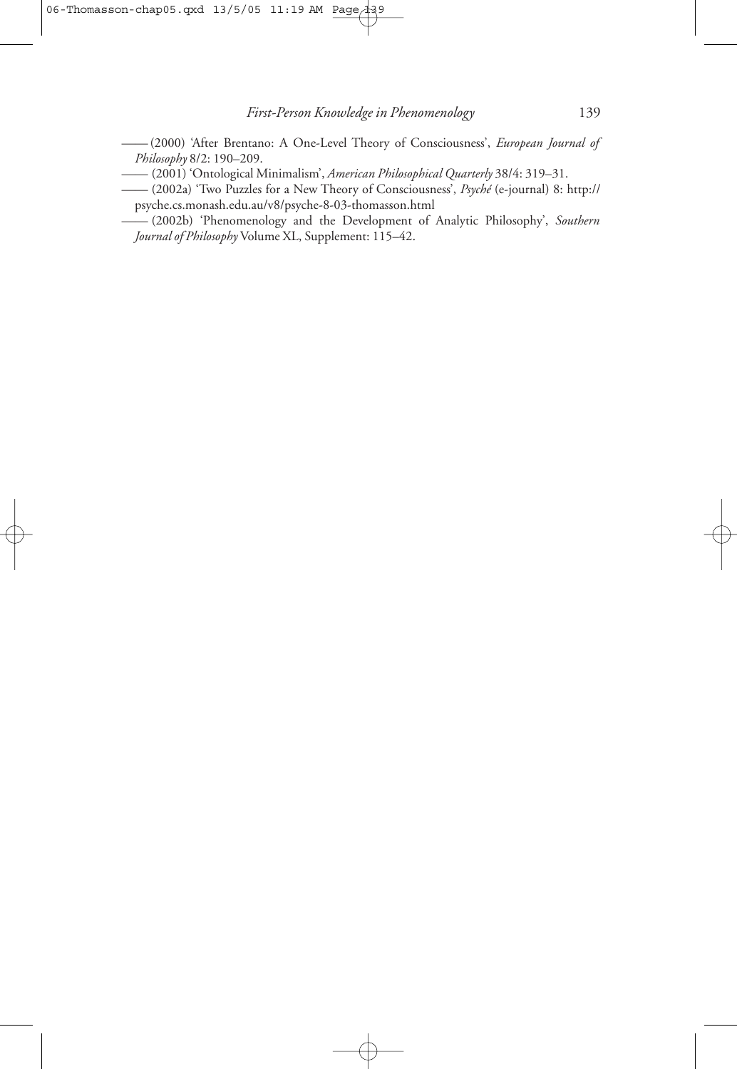—— (2000) 'After Brentano: A One-Level Theory of Consciousness', *European Journal of Philosophy* 8/2: 190–209.

—— (2001) 'Ontological Minimalism', *American Philosophical Quarterly* 38/4: 319–31.

—— (2002a) 'Two Puzzles for a New Theory of Consciousness', *Psyché* (e-journal) 8: http://psyche.cs.monash.edu.au/v8/psyche-8-03-thomasson.html

—— (2002b) 'Phenomenology and the Development of Analytic Philosophy', *Southern Journal of Philosophy* Volume XL, Supplement: 115–42.